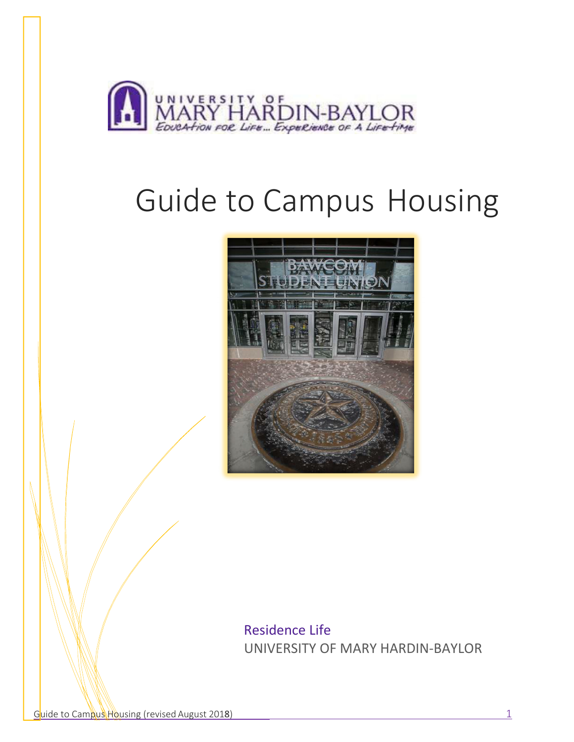UNIVERSITY OF MARY HARDIN-BAYLOR

*Education for Life... Experience of a Lifetime*

# Guide to Campus Housing

Residence Life

UNIVERSITY OF MARY HARDIN-BAYLOR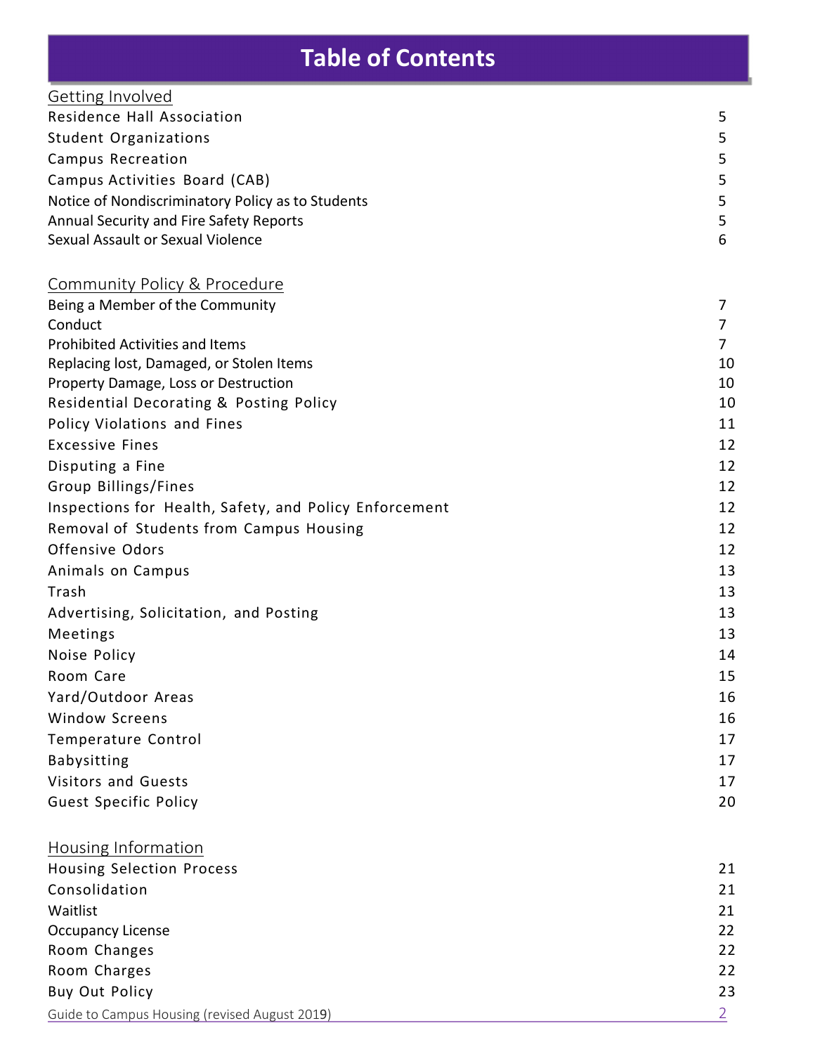# Table of Contents

## Getting Involved

| | |
|---|---|
| Residence Hall Association | 5 |
| Student Organizations | 5 |
| Campus Recreation | 5 |
| Campus Activities Board (CAB) | 5 |
| Notice of Nondiscriminatory Policy as to Students | 5 |
| Annual Security and Fire Safety Reports | 5 |
| Sexual Assault or Sexual Violence | 6 |

## Community Policy & Procedure

| | |
|---|---|
| Being a Member of the Community | 7 |
| Conduct | 7 |
| Prohibited Activities and Items | 7 |
| Replacing lost, Damaged, or Stolen Items | 10 |
| Property Damage, Loss or Destruction | 10 |
| Residential Decorating & Posting Policy | 10 |
| Policy Violations and Fines | 11 |
| Excessive Fines | 12 |
| Disputing a Fine | 12 |
| Group Billings/Fines | 12 |
| Inspections for Health, Safety, and Policy Enforcement | 12 |
| Removal of Students from Campus Housing | 12 |
| Offensive Odors | 12 |
| Animals on Campus | 13 |
| Trash | 13 |
| Advertising, Solicitation, and Posting | 13 |
| Meetings | 13 |
| Noise Policy | 14 |
| Room Care | 15 |
| Yard/Outdoor Areas | 16 |
| Window Screens | 16 |
| Temperature Control | 17 |
| Babysitting | 17 |
| Visitors and Guests | 17 |
| Guest Specific Policy | 20 |

## Housing Information

| | |
|---|---|
| Housing Selection Process | 21 |
| Consolidation | 21 |
| Waitlist | 21 |
| Occupancy License | 22 |
| Room Changes | 22 |
| Room Charges | 22 |
| Buy Out Policy | 23 |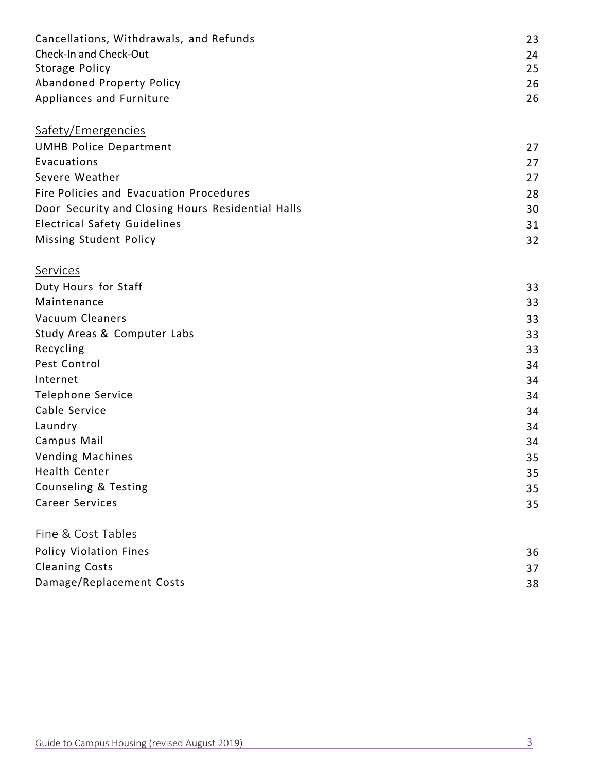| | |
|---|---|
| Cancellations, Withdrawals, and Refunds | 23 |
| Check-In and Check-Out | 24 |
| Storage Policy | 25 |
| Abandoned Property Policy | 26 |
| Appliances and Furniture | 26 |

## Safety/Emergencies

| | |
|---|---|
| UMHB Police Department | 27 |
| Evacuations | 27 |
| Severe Weather | 27 |
| Fire Policies and Evacuation Procedures | 28 |
| Door Security and Closing Hours Residential Halls | 30 |
| Electrical Safety Guidelines | 31 |
| Missing Student Policy | 32 |

## Services

| | |
|---|---|
| Duty Hours for Staff | 33 |
| Maintenance | 33 |
| Vacuum Cleaners | 33 |
| Study Areas & Computer Labs | 33 |
| Recycling | 33 |
| Pest Control | 34 |
| Internet | 34 |
| Telephone Service | 34 |
| Cable Service | 34 |
| Laundry | 34 |
| Campus Mail | 34 |
| Vending Machines | 35 |
| Health Center | 35 |
| Counseling & Testing | 35 |
| Career Services | 35 |

## Fine & Cost Tables

| | |
|---|---|
| Policy Violation Fines | 36 |
| Cleaning Costs | 37 |
| Damage/Replacement Costs | 38 |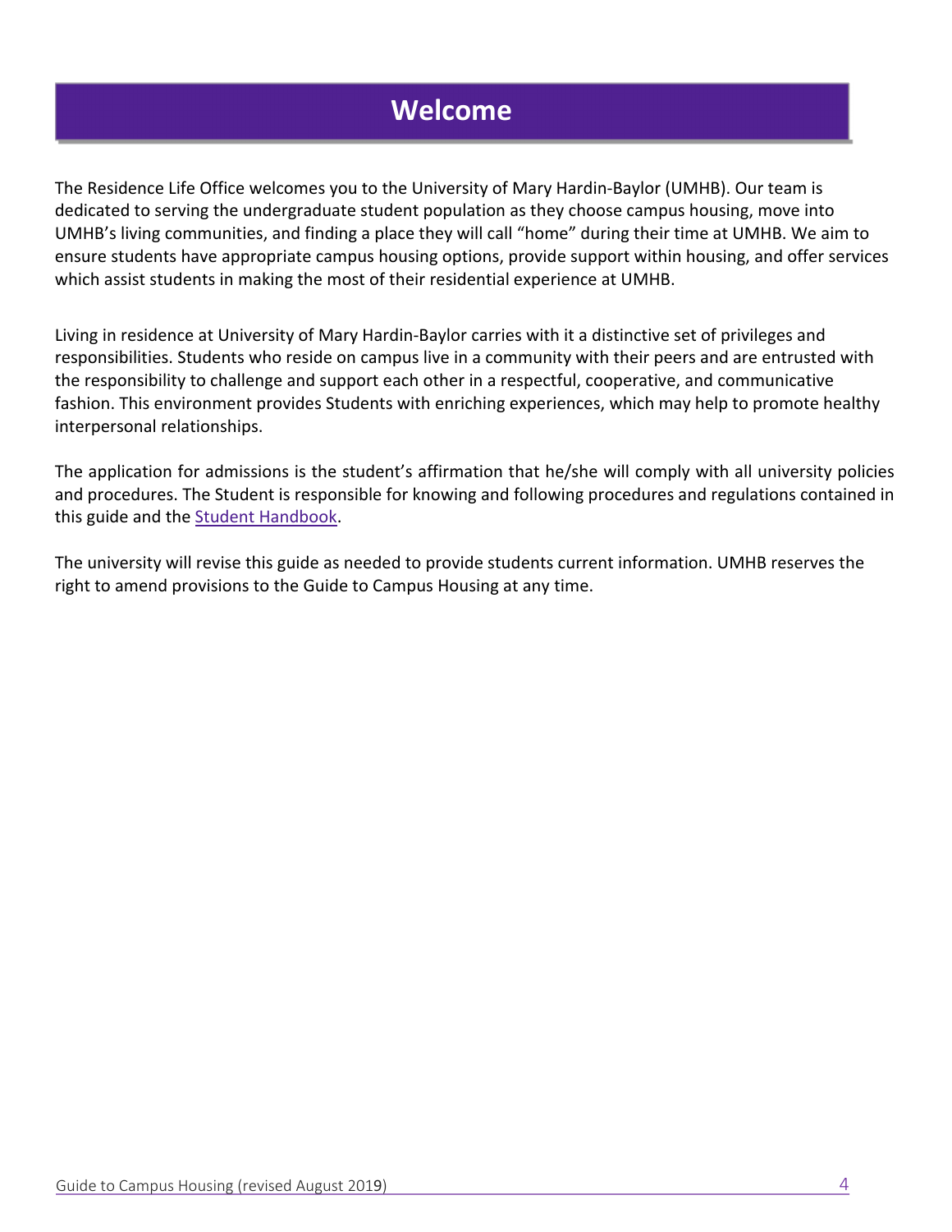# Welcome

The Residence Life Office welcomes you to the University of Mary Hardin-Baylor (UMHB). Our team is dedicated to serving the undergraduate student population as they choose campus housing, move into UMHB's living communities, and finding a place they will call "home" during their time at UMHB. We aim to ensure students have appropriate campus housing options, provide support within housing, and offer services which assist students in making the most of their residential experience at UMHB.

Living in residence at University of Mary Hardin-Baylor carries with it a distinctive set of privileges and responsibilities. Students who reside on campus live in a community with their peers and are entrusted with the responsibility to challenge and support each other in a respectful, cooperative, and communicative fashion. This environment provides Students with enriching experiences, which may help to promote healthy interpersonal relationships.

The application for admissions is the student's affirmation that he/she will comply with all university policies and procedures. The Student is responsible for knowing and following procedures and regulations contained in this guide and the Student Handbook.

The university will revise this guide as needed to provide students current information. UMHB reserves the right to amend provisions to the Guide to Campus Housing at any time.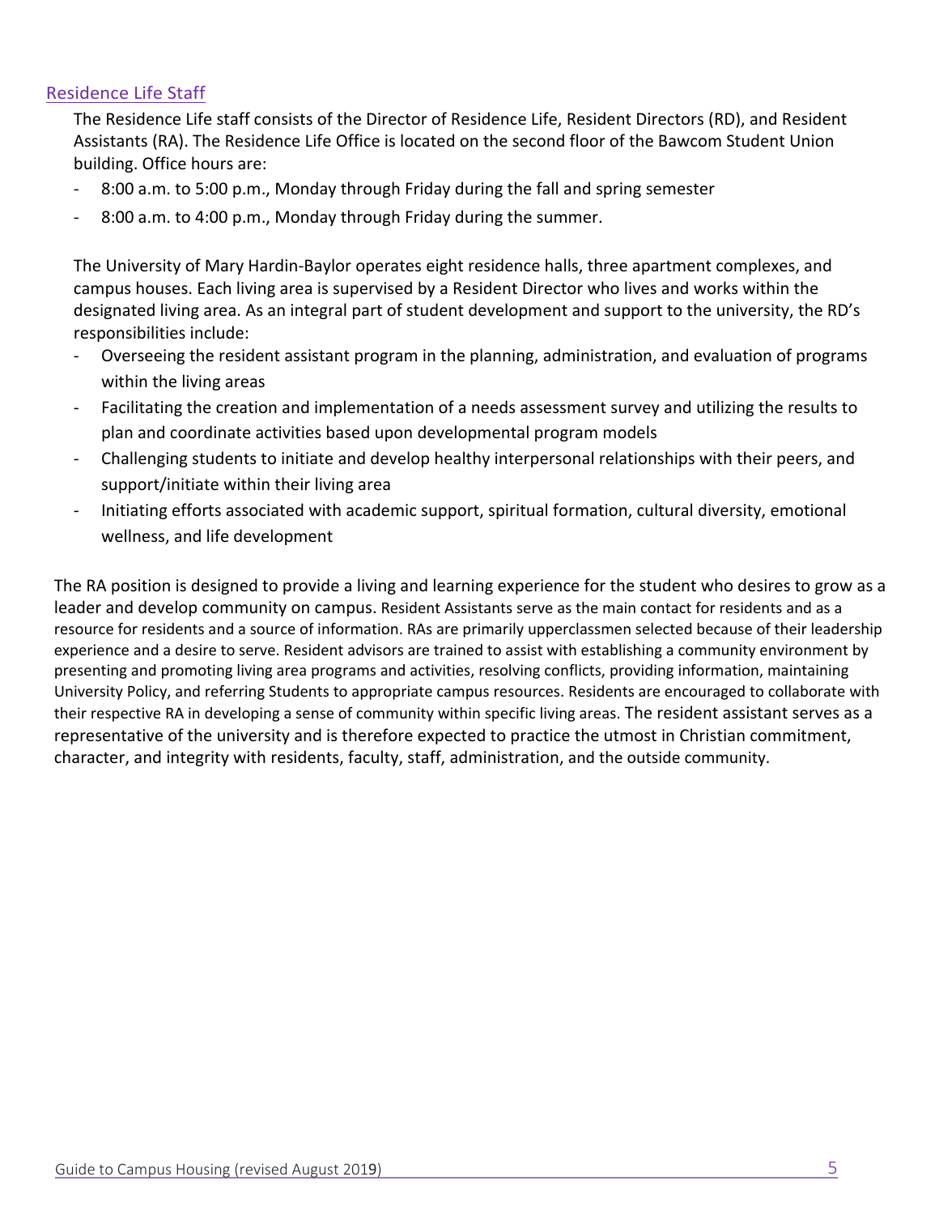## Residence Life Staff

The Residence Life staff consists of the Director of Residence Life, Resident Directors (RD), and Resident Assistants (RA). The Residence Life Office is located on the second floor of the Bawcom Student Union building. Office hours are:

- 8:00 a.m. to 5:00 p.m., Monday through Friday during the fall and spring semester
- 8:00 a.m. to 4:00 p.m., Monday through Friday during the summer.

The University of Mary Hardin-Baylor operates eight residence halls, three apartment complexes, and campus houses. Each living area is supervised by a Resident Director who lives and works within the designated living area. As an integral part of student development and support to the university, the RD's responsibilities include:

- Overseeing the resident assistant program in the planning, administration, and evaluation of programs within the living areas
- Facilitating the creation and implementation of a needs assessment survey and utilizing the results to plan and coordinate activities based upon developmental program models
- Challenging students to initiate and develop healthy interpersonal relationships with their peers, and support/initiate within their living area
- Initiating efforts associated with academic support, spiritual formation, cultural diversity, emotional wellness, and life development

The RA position is designed to provide a living and learning experience for the student who desires to grow as a leader and develop community on campus. Resident Assistants serve as the main contact for residents and as a resource for residents and a source of information. RAs are primarily upperclassmen selected because of their leadership experience and a desire to serve. Resident advisors are trained to assist with establishing a community environment by presenting and promoting living area programs and activities, resolving conflicts, providing information, maintaining University Policy, and referring Students to appropriate campus resources. Residents are encouraged to collaborate with their respective RA in developing a sense of community within specific living areas. The resident assistant serves as a representative of the university and is therefore expected to practice the utmost in Christian commitment, character, and integrity with residents, faculty, staff, administration, and the outside community.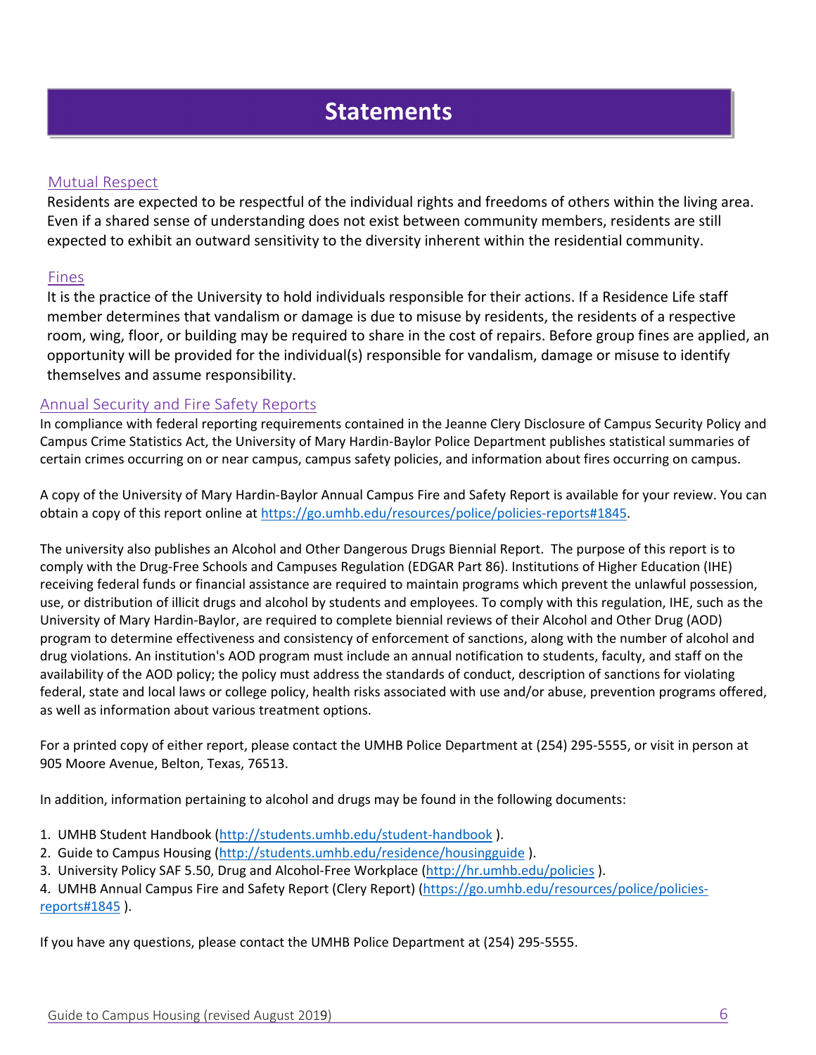# Statements

## Mutual Respect

Residents are expected to be respectful of the individual rights and freedoms of others within the living area. Even if a shared sense of understanding does not exist between community members, residents are still expected to exhibit an outward sensitivity to the diversity inherent within the residential community.

## Fines

It is the practice of the University to hold individuals responsible for their actions. If a Residence Life staff member determines that vandalism or damage is due to misuse by residents, the residents of a respective room, wing, floor, or building may be required to share in the cost of repairs. Before group fines are applied, an opportunity will be provided for the individual(s) responsible for vandalism, damage or misuse to identify themselves and assume responsibility.

## Annual Security and Fire Safety Reports

In compliance with federal reporting requirements contained in the Jeanne Clery Disclosure of Campus Security Policy and Campus Crime Statistics Act, the University of Mary Hardin-Baylor Police Department publishes statistical summaries of certain crimes occurring on or near campus, campus safety policies, and information about fires occurring on campus.

A copy of the University of Mary Hardin-Baylor Annual Campus Fire and Safety Report is available for your review. You can obtain a copy of this report online at https://go.umhb.edu/resources/police/policies-reports#1845.

The university also publishes an Alcohol and Other Dangerous Drugs Biennial Report. The purpose of this report is to comply with the Drug-Free Schools and Campuses Regulation (EDGAR Part 86). Institutions of Higher Education (IHE) receiving federal funds or financial assistance are required to maintain programs which prevent the unlawful possession, use, or distribution of illicit drugs and alcohol by students and employees. To comply with this regulation, IHE, such as the University of Mary Hardin-Baylor, are required to complete biennial reviews of their Alcohol and Other Drug (AOD) program to determine effectiveness and consistency of enforcement of sanctions, along with the number of alcohol and drug violations. An institution's AOD program must include an annual notification to students, faculty, and staff on the availability of the AOD policy; the policy must address the standards of conduct, description of sanctions for violating federal, state and local laws or college policy, health risks associated with use and/or abuse, prevention programs offered, as well as information about various treatment options.

For a printed copy of either report, please contact the UMHB Police Department at (254) 295-5555, or visit in person at 905 Moore Avenue, Belton, Texas, 76513.

In addition, information pertaining to alcohol and drugs may be found in the following documents:

1. UMHB Student Handbook (http://students.umhb.edu/student-handbook ).
2. Guide to Campus Housing (http://students.umhb.edu/residence/housingguide ).
3. University Policy SAF 5.50, Drug and Alcohol-Free Workplace (http://hr.umhb.edu/policies ).
4. UMHB Annual Campus Fire and Safety Report (Clery Report) (https://go.umhb.edu/resources/police/policies-reports#1845 ).

If you have any questions, please contact the UMHB Police Department at (254) 295-5555.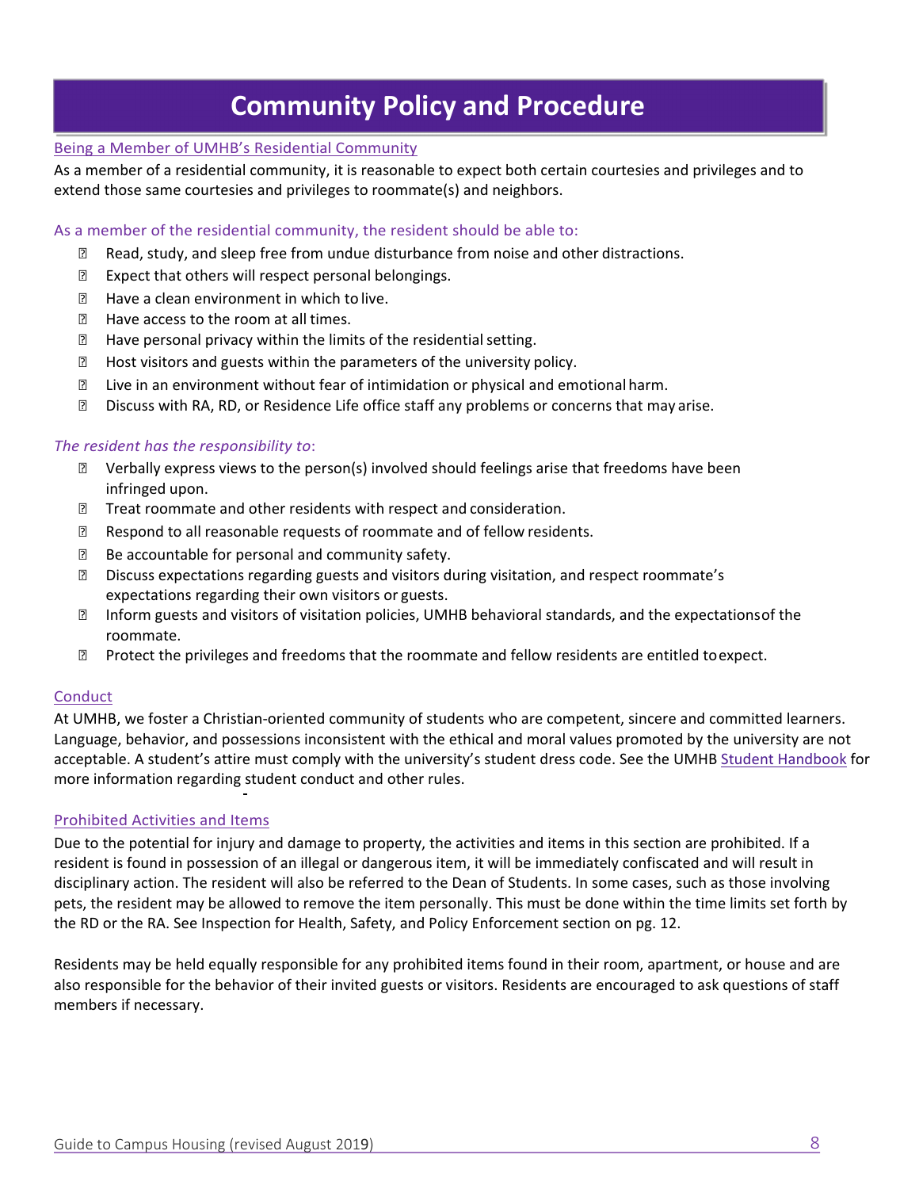# Community Policy and Procedure

## Being a Member of UMHB's Residential Community

As a member of a residential community, it is reasonable to expect both certain courtesies and privileges and to extend those same courtesies and privileges to roommate(s) and neighbors.

### As a member of the residential community, the resident should be able to:

- Read, study, and sleep free from undue disturbance from noise and other distractions.
- Expect that others will respect personal belongings.
- Have a clean environment in which to live.
- Have access to the room at all times.
- Have personal privacy within the limits of the residential setting.
- Host visitors and guests within the parameters of the university policy.
- Live in an environment without fear of intimidation or physical and emotional harm.
- Discuss with RA, RD, or Residence Life office staff any problems or concerns that may arise.

### *The resident has the responsibility to*:

- Verbally express views to the person(s) involved should feelings arise that freedoms have been infringed upon.
- Treat roommate and other residents with respect and consideration.
- Respond to all reasonable requests of roommate and of fellow residents.
- Be accountable for personal and community safety.
- Discuss expectations regarding guests and visitors during visitation, and respect roommate's expectations regarding their own visitors or guests.
- Inform guests and visitors of visitation policies, UMHB behavioral standards, and the expectations of the roommate.
- Protect the privileges and freedoms that the roommate and fellow residents are entitled to expect.

## Conduct

At UMHB, we foster a Christian-oriented community of students who are competent, sincere and committed learners. Language, behavior, and possessions inconsistent with the ethical and moral values promoted by the university are not acceptable. A student's attire must comply with the university's student dress code. See the UMHB Student Handbook for more information regarding student conduct and other rules.

## Prohibited Activities and Items

Due to the potential for injury and damage to property, the activities and items in this section are prohibited. If a resident is found in possession of an illegal or dangerous item, it will be immediately confiscated and will result in disciplinary action. The resident will also be referred to the Dean of Students. In some cases, such as those involving pets, the resident may be allowed to remove the item personally. This must be done within the time limits set forth by the RD or the RA. See Inspection for Health, Safety, and Policy Enforcement section on pg. 12.

Residents may be held equally responsible for any prohibited items found in their room, apartment, or house and are also responsible for the behavior of their invited guests or visitors. Residents are encouraged to ask questions of staff members if necessary.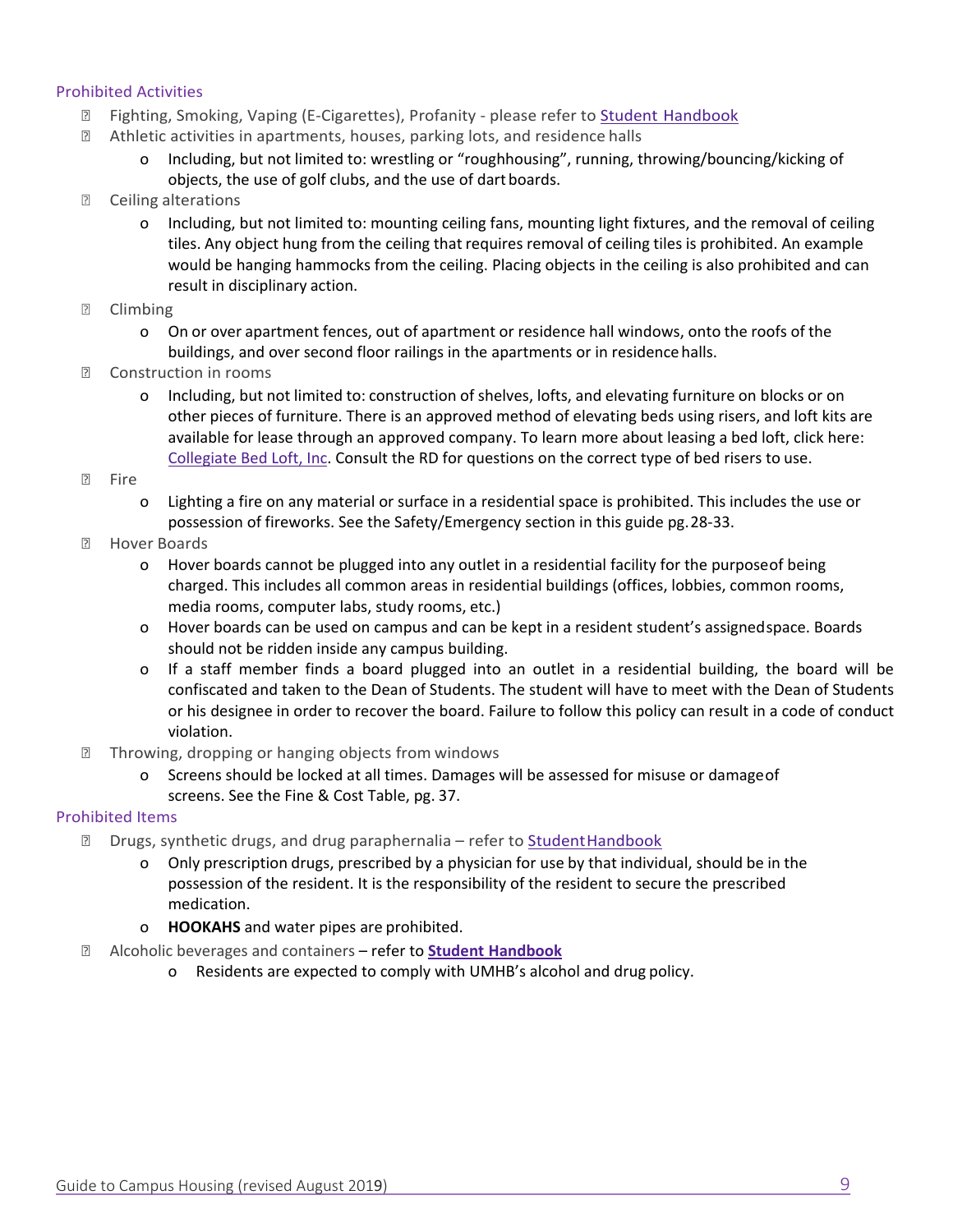### Prohibited Activities

- Fighting, Smoking, Vaping (E-Cigarettes), Profanity - please refer to Student Handbook
- Athletic activities in apartments, houses, parking lots, and residence halls
  - Including, but not limited to: wrestling or "roughhousing", running, throwing/bouncing/kicking of objects, the use of golf clubs, and the use of dart boards.
- Ceiling alterations
  - Including, but not limited to: mounting ceiling fans, mounting light fixtures, and the removal of ceiling tiles. Any object hung from the ceiling that requires removal of ceiling tiles is prohibited. An example would be hanging hammocks from the ceiling. Placing objects in the ceiling is also prohibited and can result in disciplinary action.
- Climbing
  - On or over apartment fences, out of apartment or residence hall windows, onto the roofs of the buildings, and over second floor railings in the apartments or in residence halls.
- Construction in rooms
  - Including, but not limited to: construction of shelves, lofts, and elevating furniture on blocks or on other pieces of furniture. There is an approved method of elevating beds using risers, and loft kits are available for lease through an approved company. To learn more about leasing a bed loft, click here: Collegiate Bed Loft, Inc. Consult the RD for questions on the correct type of bed risers to use.
- Fire
  - Lighting a fire on any material or surface in a residential space is prohibited. This includes the use or possession of fireworks. See the Safety/Emergency section in this guide pg. 28-33.
- Hover Boards
  - Hover boards cannot be plugged into any outlet in a residential facility for the purpose of being charged. This includes all common areas in residential buildings (offices, lobbies, common rooms, media rooms, computer labs, study rooms, etc.)
  - Hover boards can be used on campus and can be kept in a resident student's assigned space. Boards should not be ridden inside any campus building.
  - If a staff member finds a board plugged into an outlet in a residential building, the board will be confiscated and taken to the Dean of Students. The student will have to meet with the Dean of Students or his designee in order to recover the board. Failure to follow this policy can result in a code of conduct violation.
- Throwing, dropping or hanging objects from windows
  - Screens should be locked at all times. Damages will be assessed for misuse or damage of screens. See the Fine & Cost Table, pg. 37.

### Prohibited Items

- Drugs, synthetic drugs, and drug paraphernalia – refer to Student Handbook
  - Only prescription drugs, prescribed by a physician for use by that individual, should be in the possession of the resident. It is the responsibility of the resident to secure the prescribed medication.
  - **HOOKAHS** and water pipes are prohibited.
- Alcoholic beverages and containers – refer to **Student Handbook**
  - Residents are expected to comply with UMHB's alcohol and drug policy.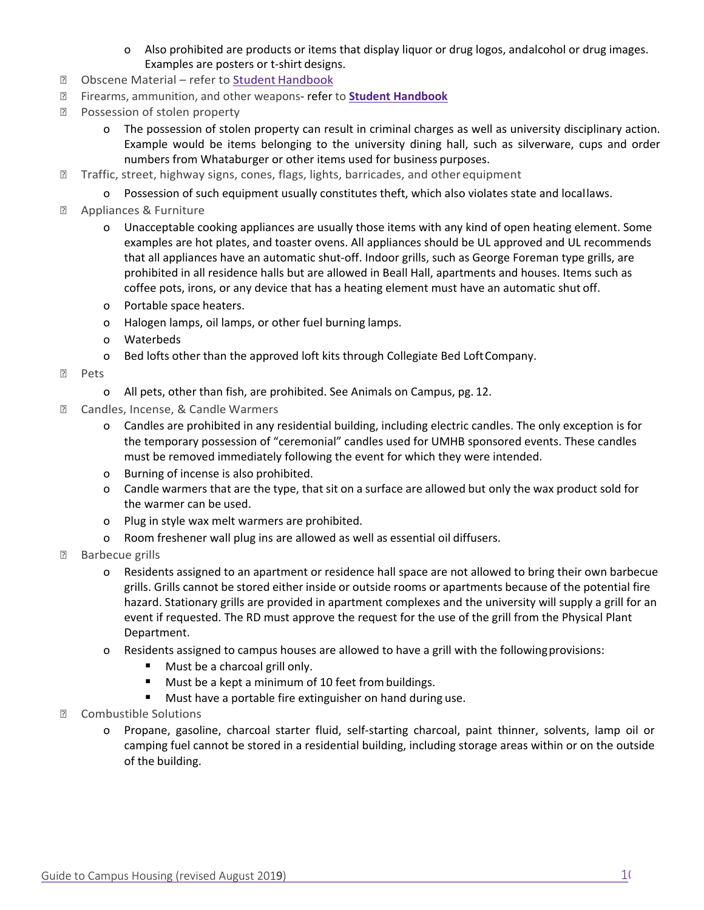- Also prohibited are products or items that display liquor or drug logos, andalcohol or drug images. Examples are posters or t-shirt designs.
- Obscene Material – refer to Student Handbook
- Firearms, ammunition, and other weapons- refer to **Student Handbook**
- Possession of stolen property
  - The possession of stolen property can result in criminal charges as well as university disciplinary action. Example would be items belonging to the university dining hall, such as silverware, cups and order numbers from Whataburger or other items used for business purposes.
- Traffic, street, highway signs, cones, flags, lights, barricades, and other equipment
  - Possession of such equipment usually constitutes theft, which also violates state and local laws.
- Appliances & Furniture
  - Unacceptable cooking appliances are usually those items with any kind of open heating element. Some examples are hot plates, and toaster ovens. All appliances should be UL approved and UL recommends that all appliances have an automatic shut-off. Indoor grills, such as George Foreman type grills, are prohibited in all residence halls but are allowed in Beall Hall, apartments and houses. Items such as coffee pots, irons, or any device that has a heating element must have an automatic shut off.
  - Portable space heaters.
  - Halogen lamps, oil lamps, or other fuel burning lamps.
  - Waterbeds
  - Bed lofts other than the approved loft kits through Collegiate Bed Loft Company.
- Pets
  - All pets, other than fish, are prohibited. See Animals on Campus, pg. 12.
- Candles, Incense, & Candle Warmers
  - Candles are prohibited in any residential building, including electric candles. The only exception is for the temporary possession of "ceremonial" candles used for UMHB sponsored events. These candles must be removed immediately following the event for which they were intended.
  - Burning of incense is also prohibited.
  - Candle warmers that are the type, that sit on a surface are allowed but only the wax product sold for the warmer can be used.
  - Plug in style wax melt warmers are prohibited.
  - Room freshener wall plug ins are allowed as well as essential oil diffusers.
- Barbecue grills
  - Residents assigned to an apartment or residence hall space are not allowed to bring their own barbecue grills. Grills cannot be stored either inside or outside rooms or apartments because of the potential fire hazard. Stationary grills are provided in apartment complexes and the university will supply a grill for an event if requested. The RD must approve the request for the use of the grill from the Physical Plant Department.
  - Residents assigned to campus houses are allowed to have a grill with the following provisions:
    - Must be a charcoal grill only.
    - Must be a kept a minimum of 10 feet from buildings.
    - Must have a portable fire extinguisher on hand during use.
- Combustible Solutions
  - Propane, gasoline, charcoal starter fluid, self-starting charcoal, paint thinner, solvents, lamp oil or camping fuel cannot be stored in a residential building, including storage areas within or on the outside of the building.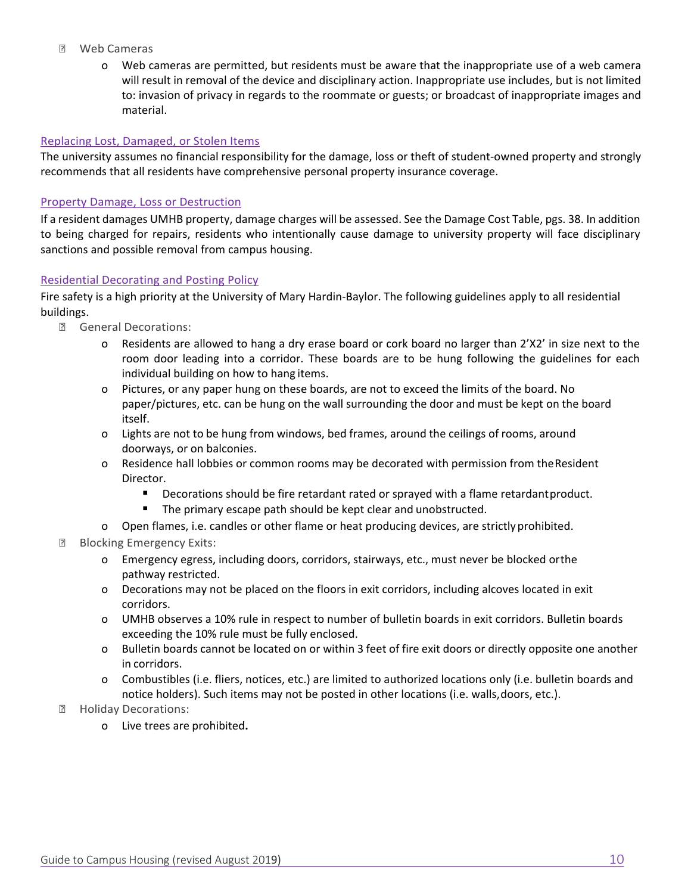- Web Cameras
  - Web cameras are permitted, but residents must be aware that the inappropriate use of a web camera will result in removal of the device and disciplinary action. Inappropriate use includes, but is not limited to: invasion of privacy in regards to the roommate or guests; or broadcast of inappropriate images and material.

### Replacing Lost, Damaged, or Stolen Items

The university assumes no financial responsibility for the damage, loss or theft of student-owned property and strongly recommends that all residents have comprehensive personal property insurance coverage.

### Property Damage, Loss or Destruction

If a resident damages UMHB property, damage charges will be assessed. See the Damage Cost Table, pgs. 38. In addition to being charged for repairs, residents who intentionally cause damage to university property will face disciplinary sanctions and possible removal from campus housing.

### Residential Decorating and Posting Policy

Fire safety is a high priority at the University of Mary Hardin-Baylor. The following guidelines apply to all residential buildings.

- General Decorations:
  - Residents are allowed to hang a dry erase board or cork board no larger than 2'X2' in size next to the room door leading into a corridor. These boards are to be hung following the guidelines for each individual building on how to hang items.
  - Pictures, or any paper hung on these boards, are not to exceed the limits of the board. No paper/pictures, etc. can be hung on the wall surrounding the door and must be kept on the board itself.
  - Lights are not to be hung from windows, bed frames, around the ceilings of rooms, around doorways, or on balconies.
  - Residence hall lobbies or common rooms may be decorated with permission from the Resident Director.
    - Decorations should be fire retardant rated or sprayed with a flame retardant product.
    - The primary escape path should be kept clear and unobstructed.
  - Open flames, i.e. candles or other flame or heat producing devices, are strictly prohibited.
- Blocking Emergency Exits:
  - Emergency egress, including doors, corridors, stairways, etc., must never be blocked or the pathway restricted.
  - Decorations may not be placed on the floors in exit corridors, including alcoves located in exit corridors.
  - UMHB observes a 10% rule in respect to number of bulletin boards in exit corridors. Bulletin boards exceeding the 10% rule must be fully enclosed.
  - Bulletin boards cannot be located on or within 3 feet of fire exit doors or directly opposite one another in corridors.
  - Combustibles (i.e. fliers, notices, etc.) are limited to authorized locations only (i.e. bulletin boards and notice holders). Such items may not be posted in other locations (i.e. walls, doors, etc.).
- Holiday Decorations:
  - Live trees are prohibited**.**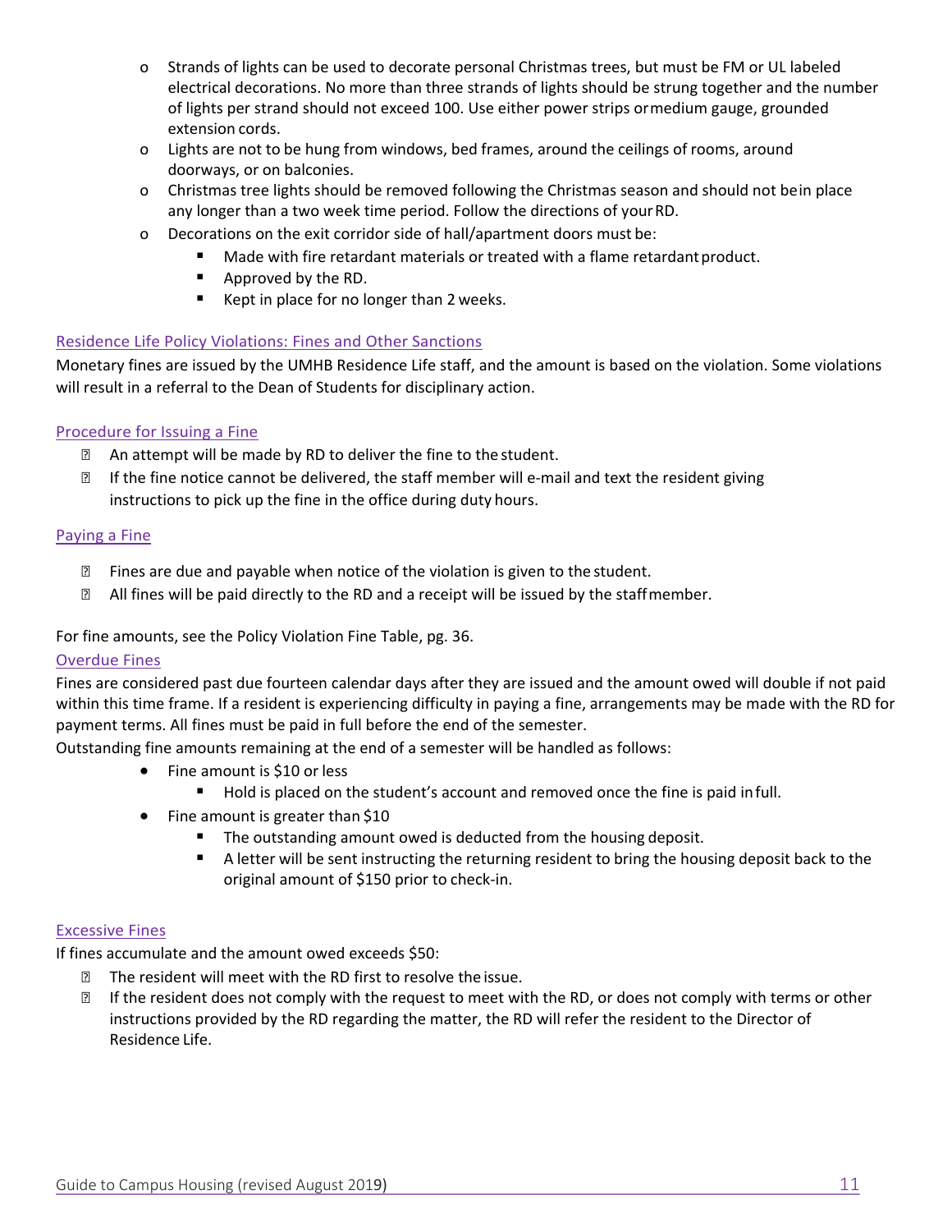- Strands of lights can be used to decorate personal Christmas trees, but must be FM or UL labeled electrical decorations. No more than three strands of lights should be strung together and the number of lights per strand should not exceed 100. Use either power strips or medium gauge, grounded extension cords.
- Lights are not to be hung from windows, bed frames, around the ceilings of rooms, around doorways, or on balconies.
- Christmas tree lights should be removed following the Christmas season and should not be in place any longer than a two week time period. Follow the directions of your RD.
- Decorations on the exit corridor side of hall/apartment doors must be:
  - Made with fire retardant materials or treated with a flame retardant product.
  - Approved by the RD.
  - Kept in place for no longer than 2 weeks.

### Residence Life Policy Violations: Fines and Other Sanctions

Monetary fines are issued by the UMHB Residence Life staff, and the amount is based on the violation. Some violations will result in a referral to the Dean of Students for disciplinary action.

### Procedure for Issuing a Fine

- An attempt will be made by RD to deliver the fine to the student.
- If the fine notice cannot be delivered, the staff member will e-mail and text the resident giving instructions to pick up the fine in the office during duty hours.

### Paying a Fine

- Fines are due and payable when notice of the violation is given to the student.
- All fines will be paid directly to the RD and a receipt will be issued by the staff member.

For fine amounts, see the Policy Violation Fine Table, pg. 36.

### Overdue Fines

Fines are considered past due fourteen calendar days after they are issued and the amount owed will double if not paid within this time frame. If a resident is experiencing difficulty in paying a fine, arrangements may be made with the RD for payment terms. All fines must be paid in full before the end of the semester.

Outstanding fine amounts remaining at the end of a semester will be handled as follows:

- Fine amount is $10 or less
  - Hold is placed on the student's account and removed once the fine is paid in full.
- Fine amount is greater than $10
  - The outstanding amount owed is deducted from the housing deposit.
  - A letter will be sent instructing the returning resident to bring the housing deposit back to the original amount of $150 prior to check-in.

### Excessive Fines

If fines accumulate and the amount owed exceeds $50:

- The resident will meet with the RD first to resolve the issue.
- If the resident does not comply with the request to meet with the RD, or does not comply with terms or other instructions provided by the RD regarding the matter, the RD will refer the resident to the Director of Residence Life.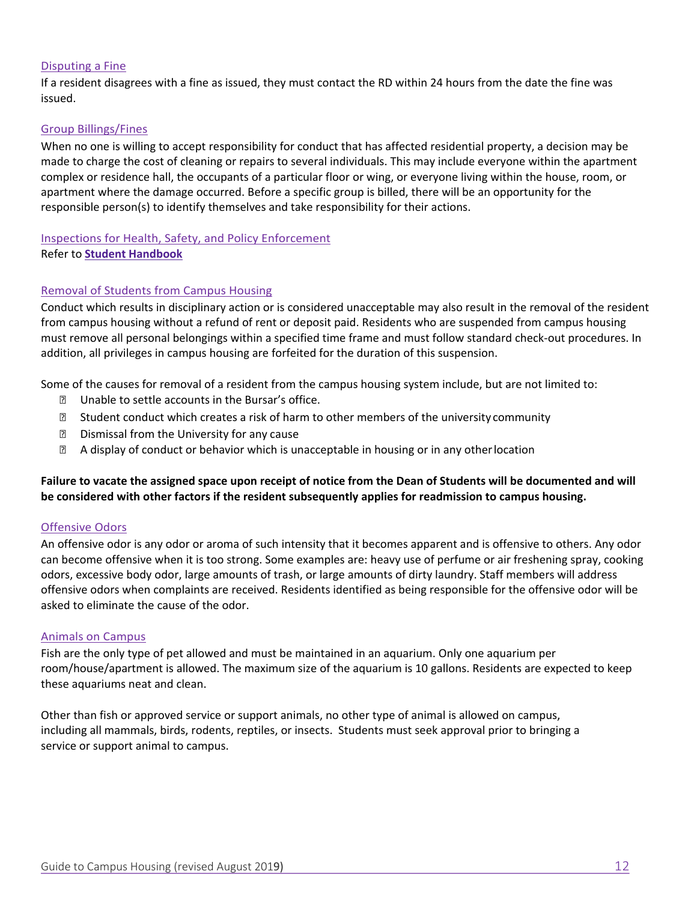### Disputing a Fine

If a resident disagrees with a fine as issued, they must contact the RD within 24 hours from the date the fine was issued.

### Group Billings/Fines

When no one is willing to accept responsibility for conduct that has affected residential property, a decision may be made to charge the cost of cleaning or repairs to several individuals. This may include everyone within the apartment complex or residence hall, the occupants of a particular floor or wing, or everyone living within the house, room, or apartment where the damage occurred. Before a specific group is billed, there will be an opportunity for the responsible person(s) to identify themselves and take responsibility for their actions.

### Inspections for Health, Safety, and Policy Enforcement

Refer to **Student Handbook**

### Removal of Students from Campus Housing

Conduct which results in disciplinary action or is considered unacceptable may also result in the removal of the resident from campus housing without a refund of rent or deposit paid. Residents who are suspended from campus housing must remove all personal belongings within a specified time frame and must follow standard check-out procedures. In addition, all privileges in campus housing are forfeited for the duration of this suspension.

Some of the causes for removal of a resident from the campus housing system include, but are not limited to:

- Unable to settle accounts in the Bursar's office.
- Student conduct which creates a risk of harm to other members of the university community
- Dismissal from the University for any cause
- A display of conduct or behavior which is unacceptable in housing or in any other location

**Failure to vacate the assigned space upon receipt of notice from the Dean of Students will be documented and will be considered with other factors if the resident subsequently applies for readmission to campus housing.**

### Offensive Odors

An offensive odor is any odor or aroma of such intensity that it becomes apparent and is offensive to others. Any odor can become offensive when it is too strong. Some examples are: heavy use of perfume or air freshening spray, cooking odors, excessive body odor, large amounts of trash, or large amounts of dirty laundry. Staff members will address offensive odors when complaints are received. Residents identified as being responsible for the offensive odor will be asked to eliminate the cause of the odor.

### Animals on Campus

Fish are the only type of pet allowed and must be maintained in an aquarium. Only one aquarium per room/house/apartment is allowed. The maximum size of the aquarium is 10 gallons. Residents are expected to keep these aquariums neat and clean.

Other than fish or approved service or support animals, no other type of animal is allowed on campus, including all mammals, birds, rodents, reptiles, or insects. Students must seek approval prior to bringing a service or support animal to campus.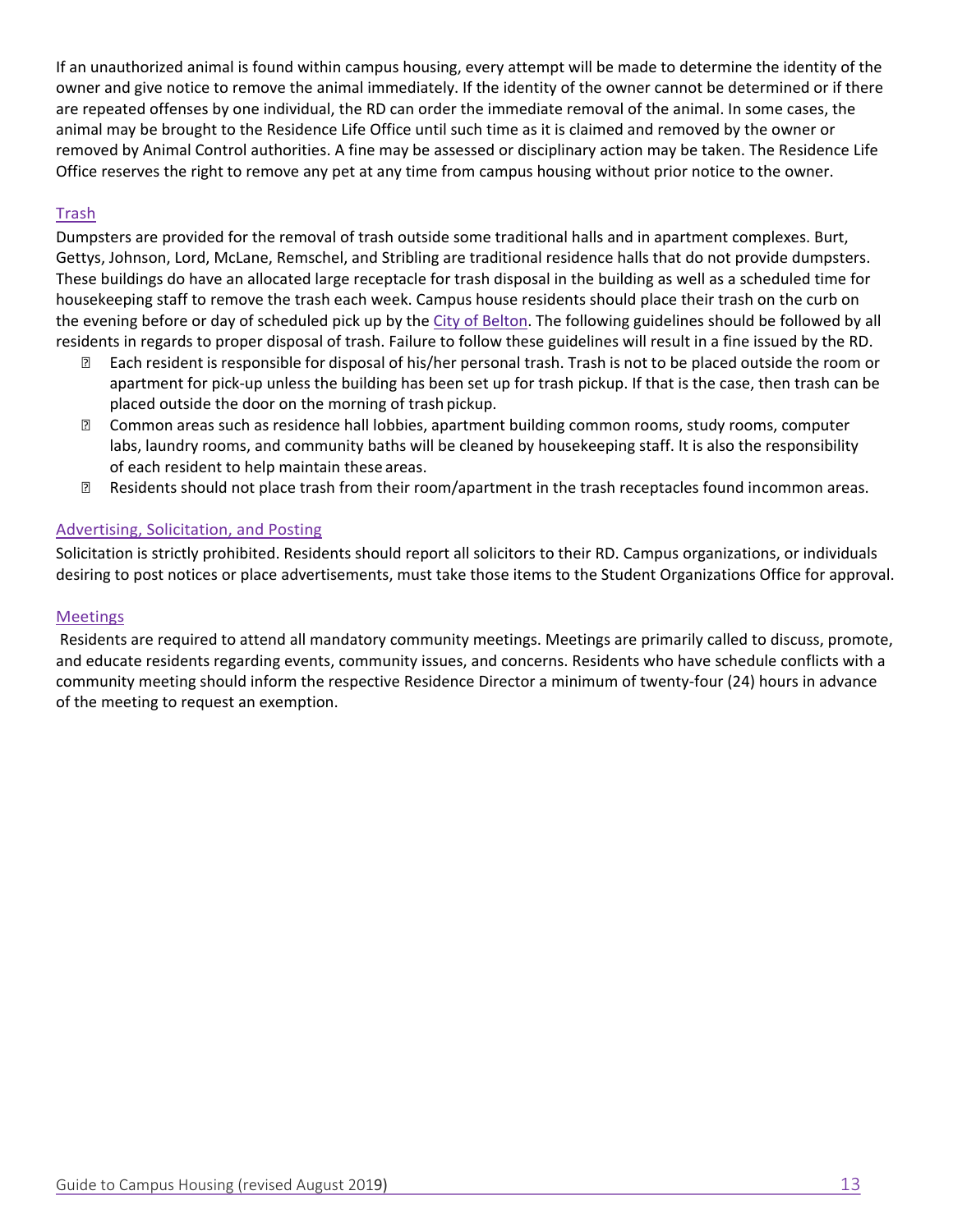If an unauthorized animal is found within campus housing, every attempt will be made to determine the identity of the owner and give notice to remove the animal immediately. If the identity of the owner cannot be determined or if there are repeated offenses by one individual, the RD can order the immediate removal of the animal. In some cases, the animal may be brought to the Residence Life Office until such time as it is claimed and removed by the owner or removed by Animal Control authorities. A fine may be assessed or disciplinary action may be taken. The Residence Life Office reserves the right to remove any pet at any time from campus housing without prior notice to the owner.

## Trash

Dumpsters are provided for the removal of trash outside some traditional halls and in apartment complexes. Burt, Gettys, Johnson, Lord, McLane, Remschel, and Stribling are traditional residence halls that do not provide dumpsters. These buildings do have an allocated large receptacle for trash disposal in the building as well as a scheduled time for housekeeping staff to remove the trash each week. Campus house residents should place their trash on the curb on the evening before or day of scheduled pick up by the City of Belton. The following guidelines should be followed by all residents in regards to proper disposal of trash. Failure to follow these guidelines will result in a fine issued by the RD.

- Each resident is responsible for disposal of his/her personal trash. Trash is not to be placed outside the room or apartment for pick-up unless the building has been set up for trash pickup. If that is the case, then trash can be placed outside the door on the morning of trash pickup.
- Common areas such as residence hall lobbies, apartment building common rooms, study rooms, computer labs, laundry rooms, and community baths will be cleaned by housekeeping staff. It is also the responsibility of each resident to help maintain these areas.
- Residents should not place trash from their room/apartment in the trash receptacles found incommon areas.

## Advertising, Solicitation, and Posting

Solicitation is strictly prohibited. Residents should report all solicitors to their RD. Campus organizations, or individuals desiring to post notices or place advertisements, must take those items to the Student Organizations Office for approval.

## Meetings

Residents are required to attend all mandatory community meetings. Meetings are primarily called to discuss, promote, and educate residents regarding events, community issues, and concerns. Residents who have schedule conflicts with a community meeting should inform the respective Residence Director a minimum of twenty-four (24) hours in advance of the meeting to request an exemption.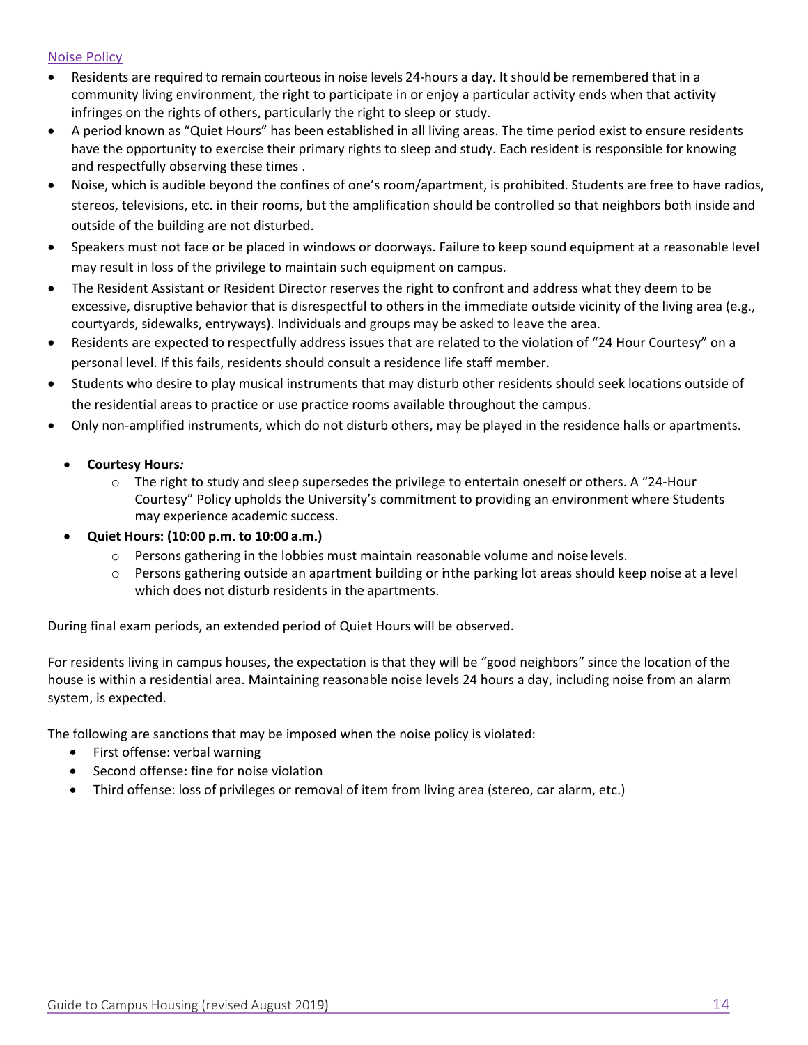## Noise Policy

- Residents are required to remain courteous in noise levels 24-hours a day. It should be remembered that in a community living environment, the right to participate in or enjoy a particular activity ends when that activity infringes on the rights of others, particularly the right to sleep or study.
- A period known as "Quiet Hours" has been established in all living areas. The time period exist to ensure residents have the opportunity to exercise their primary rights to sleep and study. Each resident is responsible for knowing and respectfully observing these times .
- Noise, which is audible beyond the confines of one's room/apartment, is prohibited. Students are free to have radios, stereos, televisions, etc. in their rooms, but the amplification should be controlled so that neighbors both inside and outside of the building are not disturbed.
- Speakers must not face or be placed in windows or doorways. Failure to keep sound equipment at a reasonable level may result in loss of the privilege to maintain such equipment on campus.
- The Resident Assistant or Resident Director reserves the right to confront and address what they deem to be excessive, disruptive behavior that is disrespectful to others in the immediate outside vicinity of the living area (e.g., courtyards, sidewalks, entryways). Individuals and groups may be asked to leave the area.
- Residents are expected to respectfully address issues that are related to the violation of "24 Hour Courtesy" on a personal level. If this fails, residents should consult a residence life staff member.
- Students who desire to play musical instruments that may disturb other residents should seek locations outside of the residential areas to practice or use practice rooms available throughout the campus.
- Only non-amplified instruments, which do not disturb others, may be played in the residence halls or apartments.

- **Courtesy Hours*:***
  - The right to study and sleep supersedes the privilege to entertain oneself or others. A "24-Hour Courtesy" Policy upholds the University's commitment to providing an environment where Students may experience academic success.
- **Quiet Hours: (10:00 p.m. to 10:00 a.m.)**
  - Persons gathering in the lobbies must maintain reasonable volume and noise levels.
  - Persons gathering outside an apartment building or in the parking lot areas should keep noise at a level which does not disturb residents in the apartments.

During final exam periods, an extended period of Quiet Hours will be observed.

For residents living in campus houses, the expectation is that they will be "good neighbors" since the location of the house is within a residential area. Maintaining reasonable noise levels 24 hours a day, including noise from an alarm system, is expected.

The following are sanctions that may be imposed when the noise policy is violated:

- First offense: verbal warning
- Second offense: fine for noise violation
- Third offense: loss of privileges or removal of item from living area (stereo, car alarm, etc.)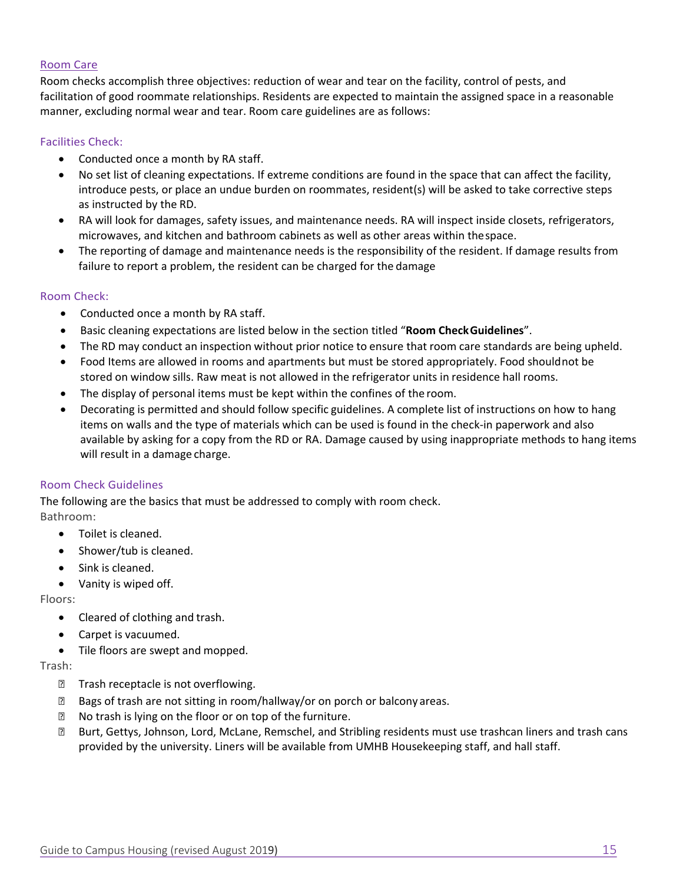## Room Care

Room checks accomplish three objectives: reduction of wear and tear on the facility, control of pests, and facilitation of good roommate relationships. Residents are expected to maintain the assigned space in a reasonable manner, excluding normal wear and tear. Room care guidelines are as follows:

### Facilities Check:

- Conducted once a month by RA staff.
- No set list of cleaning expectations. If extreme conditions are found in the space that can affect the facility, introduce pests, or place an undue burden on roommates, resident(s) will be asked to take corrective steps as instructed by the RD.
- RA will look for damages, safety issues, and maintenance needs. RA will inspect inside closets, refrigerators, microwaves, and kitchen and bathroom cabinets as well as other areas within the space.
- The reporting of damage and maintenance needs is the responsibility of the resident. If damage results from failure to report a problem, the resident can be charged for the damage

### Room Check:

- Conducted once a month by RA staff.
- Basic cleaning expectations are listed below in the section titled "**Room Check Guidelines**".
- The RD may conduct an inspection without prior notice to ensure that room care standards are being upheld.
- Food Items are allowed in rooms and apartments but must be stored appropriately. Food should not be stored on window sills. Raw meat is not allowed in the refrigerator units in residence hall rooms.
- The display of personal items must be kept within the confines of the room.
- Decorating is permitted and should follow specific guidelines. A complete list of instructions on how to hang items on walls and the type of materials which can be used is found in the check-in paperwork and also available by asking for a copy from the RD or RA. Damage caused by using inappropriate methods to hang items will result in a damage charge.

### Room Check Guidelines

The following are the basics that must be addressed to comply with room check.

Bathroom:

- Toilet is cleaned.
- Shower/tub is cleaned.
- Sink is cleaned.
- Vanity is wiped off.

Floors:

- Cleared of clothing and trash.
- Carpet is vacuumed.
- Tile floors are swept and mopped.

Trash:

- Trash receptacle is not overflowing.
- Bags of trash are not sitting in room/hallway/or on porch or balcony areas.
- No trash is lying on the floor or on top of the furniture.
- Burt, Gettys, Johnson, Lord, McLane, Remschel, and Stribling residents must use trashcan liners and trash cans provided by the university. Liners will be available from UMHB Housekeeping staff, and hall staff.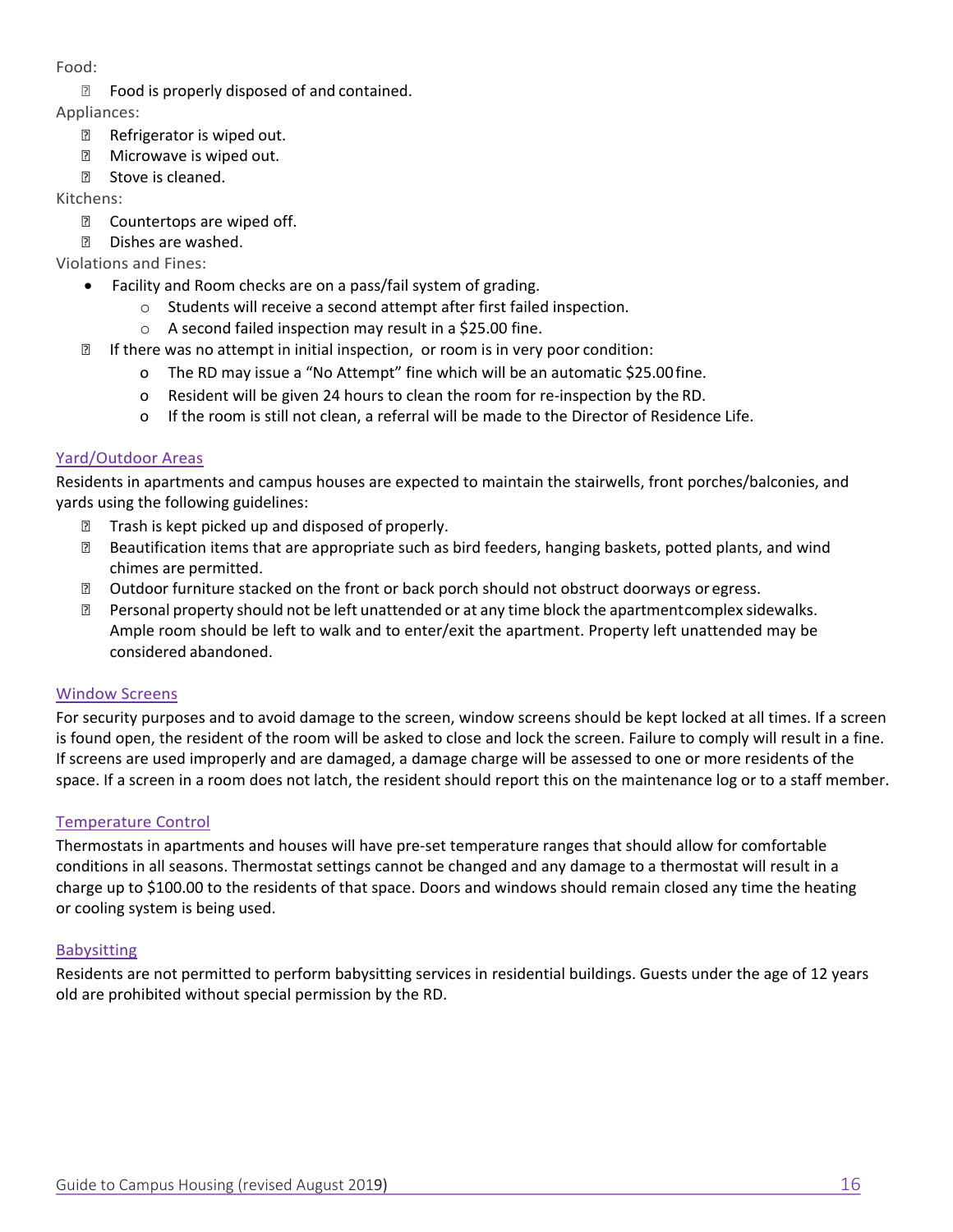Food:

- Food is properly disposed of and contained.

Appliances:

- Refrigerator is wiped out.
- Microwave is wiped out.
- Stove is cleaned.

Kitchens:

- Countertops are wiped off.
- Dishes are washed.

Violations and Fines:

- Facility and Room checks are on a pass/fail system of grading.
  - Students will receive a second attempt after first failed inspection.
  - A second failed inspection may result in a $25.00 fine.
- If there was no attempt in initial inspection, or room is in very poor condition:
  - The RD may issue a "No Attempt" fine which will be an automatic $25.00 fine.
  - Resident will be given 24 hours to clean the room for re-inspection by the RD.
  - If the room is still not clean, a referral will be made to the Director of Residence Life.

## Yard/Outdoor Areas

Residents in apartments and campus houses are expected to maintain the stairwells, front porches/balconies, and yards using the following guidelines:

- Trash is kept picked up and disposed of properly.
- Beautification items that are appropriate such as bird feeders, hanging baskets, potted plants, and wind chimes are permitted.
- Outdoor furniture stacked on the front or back porch should not obstruct doorways or egress.
- Personal property should not be left unattended or at any time block the apartment complex sidewalks. Ample room should be left to walk and to enter/exit the apartment. Property left unattended may be considered abandoned.

## Window Screens

For security purposes and to avoid damage to the screen, window screens should be kept locked at all times. If a screen is found open, the resident of the room will be asked to close and lock the screen. Failure to comply will result in a fine. If screens are used improperly and are damaged, a damage charge will be assessed to one or more residents of the space. If a screen in a room does not latch, the resident should report this on the maintenance log or to a staff member.

## Temperature Control

Thermostats in apartments and houses will have pre-set temperature ranges that should allow for comfortable conditions in all seasons. Thermostat settings cannot be changed and any damage to a thermostat will result in a charge up to $100.00 to the residents of that space. Doors and windows should remain closed any time the heating or cooling system is being used.

## Babysitting

Residents are not permitted to perform babysitting services in residential buildings. Guests under the age of 12 years old are prohibited without special permission by the RD.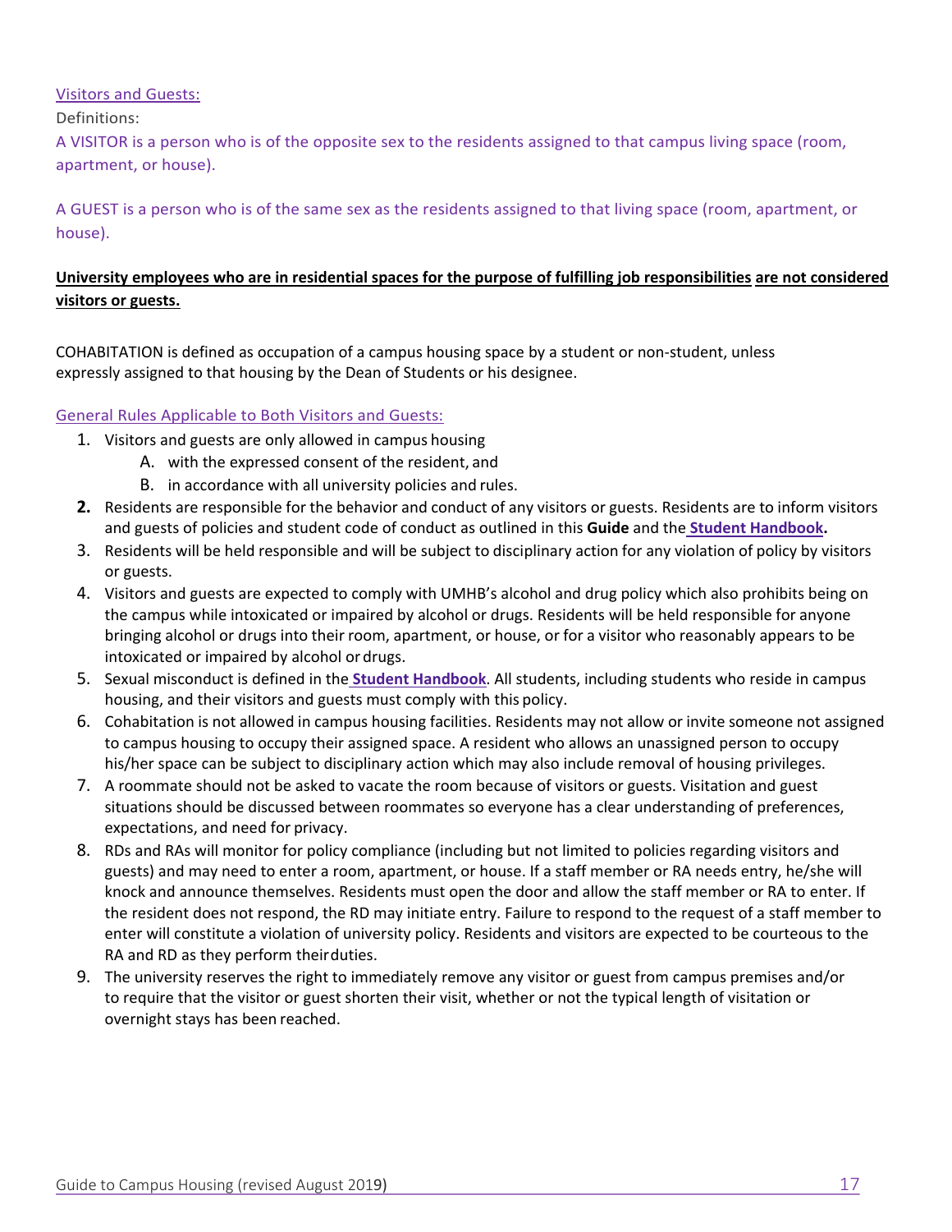## Visitors and Guests:

Definitions:

A VISITOR is a person who is of the opposite sex to the residents assigned to that campus living space (room, apartment, or house).

A GUEST is a person who is of the same sex as the residents assigned to that living space (room, apartment, or house).

**University employees who are in residential spaces for the purpose of fulfilling job responsibilities are not considered visitors or guests.**

COHABITATION is defined as occupation of a campus housing space by a student or non-student, unless expressly assigned to that housing by the Dean of Students or his designee.

### General Rules Applicable to Both Visitors and Guests:

1. Visitors and guests are only allowed in campus housing
   A. with the expressed consent of the resident, and
   B. in accordance with all university policies and rules.
2. Residents are responsible for the behavior and conduct of any visitors or guests. Residents are to inform visitors and guests of policies and student code of conduct as outlined in this **Guide** and the **Student Handbook.**
3. Residents will be held responsible and will be subject to disciplinary action for any violation of policy by visitors or guests.
4. Visitors and guests are expected to comply with UMHB's alcohol and drug policy which also prohibits being on the campus while intoxicated or impaired by alcohol or drugs. Residents will be held responsible for anyone bringing alcohol or drugs into their room, apartment, or house, or for a visitor who reasonably appears to be intoxicated or impaired by alcohol or drugs.
5. Sexual misconduct is defined in the **Student Handbook**. All students, including students who reside in campus housing, and their visitors and guests must comply with this policy.
6. Cohabitation is not allowed in campus housing facilities. Residents may not allow or invite someone not assigned to campus housing to occupy their assigned space. A resident who allows an unassigned person to occupy his/her space can be subject to disciplinary action which may also include removal of housing privileges.
7. A roommate should not be asked to vacate the room because of visitors or guests. Visitation and guest situations should be discussed between roommates so everyone has a clear understanding of preferences, expectations, and need for privacy.
8. RDs and RAs will monitor for policy compliance (including but not limited to policies regarding visitors and guests) and may need to enter a room, apartment, or house. If a staff member or RA needs entry, he/she will knock and announce themselves. Residents must open the door and allow the staff member or RA to enter. If the resident does not respond, the RD may initiate entry. Failure to respond to the request of a staff member to enter will constitute a violation of university policy. Residents and visitors are expected to be courteous to the RA and RD as they perform their duties.
9. The university reserves the right to immediately remove any visitor or guest from campus premises and/or to require that the visitor or guest shorten their visit, whether or not the typical length of visitation or overnight stays has been reached.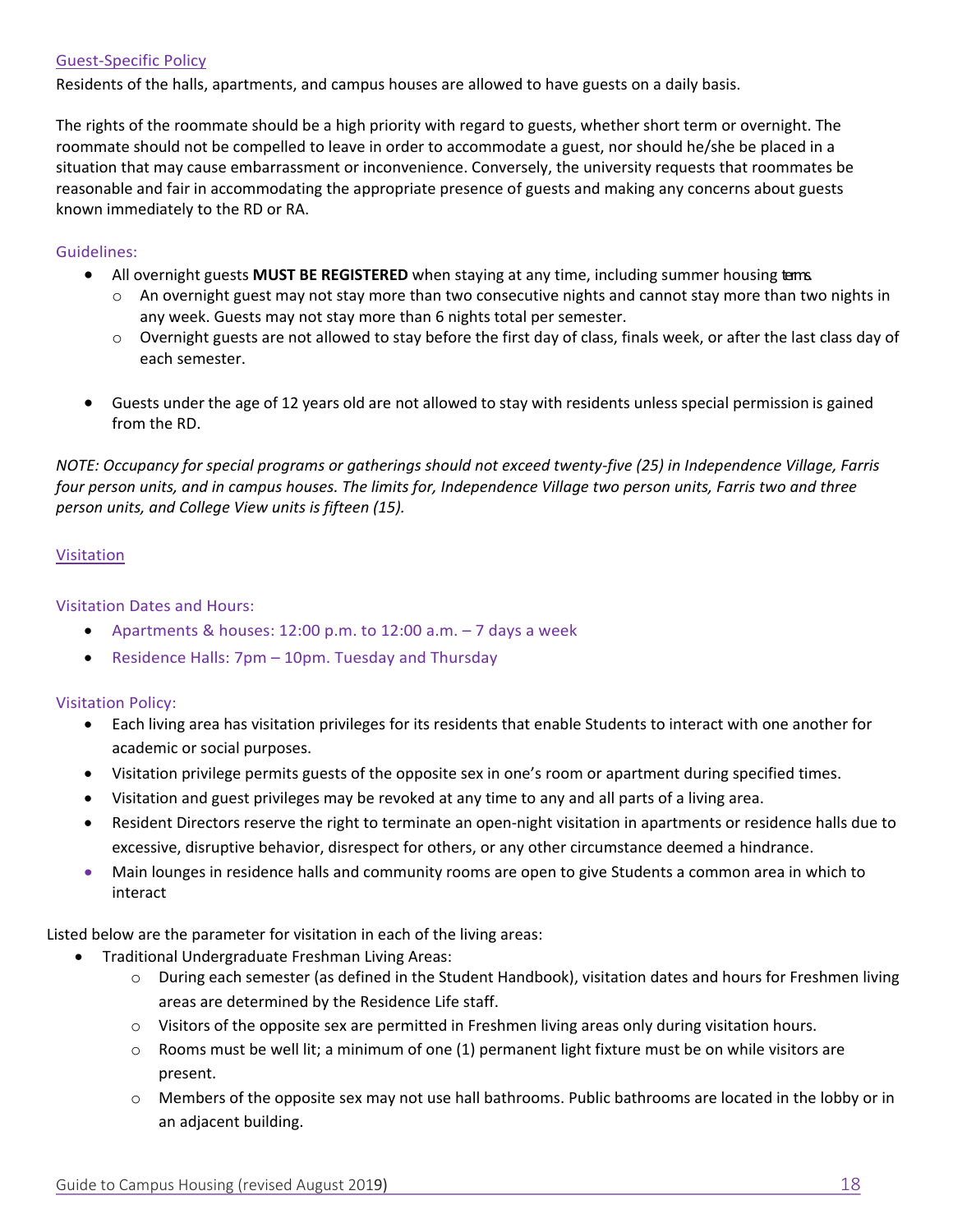## Guest-Specific Policy

Residents of the halls, apartments, and campus houses are allowed to have guests on a daily basis.

The rights of the roommate should be a high priority with regard to guests, whether short term or overnight. The roommate should not be compelled to leave in order to accommodate a guest, nor should he/she be placed in a situation that may cause embarrassment or inconvenience. Conversely, the university requests that roommates be reasonable and fair in accommodating the appropriate presence of guests and making any concerns about guests known immediately to the RD or RA.

### Guidelines:

- All overnight guests **MUST BE REGISTERED** when staying at any time, including summer housing terms.
  - An overnight guest may not stay more than two consecutive nights and cannot stay more than two nights in any week. Guests may not stay more than 6 nights total per semester.
  - Overnight guests are not allowed to stay before the first day of class, finals week, or after the last class day of each semester.

- Guests under the age of 12 years old are not allowed to stay with residents unless special permission is gained from the RD.

*NOTE: Occupancy for special programs or gatherings should not exceed twenty-five (25) in Independence Village, Farris four person units, and in campus houses. The limits for, Independence Village two person units, Farris two and three person units, and College View units is fifteen (15).*

## Visitation

### Visitation Dates and Hours:

- Apartments & houses: 12:00 p.m. to 12:00 a.m. – 7 days a week
- Residence Halls: 7pm – 10pm. Tuesday and Thursday

### Visitation Policy:

- Each living area has visitation privileges for its residents that enable Students to interact with one another for academic or social purposes.
- Visitation privilege permits guests of the opposite sex in one's room or apartment during specified times.
- Visitation and guest privileges may be revoked at any time to any and all parts of a living area.
- Resident Directors reserve the right to terminate an open-night visitation in apartments or residence halls due to excessive, disruptive behavior, disrespect for others, or any other circumstance deemed a hindrance.
- Main lounges in residence halls and community rooms are open to give Students a common area in which to interact

Listed below are the parameter for visitation in each of the living areas:

- Traditional Undergraduate Freshman Living Areas:
  - During each semester (as defined in the Student Handbook), visitation dates and hours for Freshmen living areas are determined by the Residence Life staff.
  - Visitors of the opposite sex are permitted in Freshmen living areas only during visitation hours.
  - Rooms must be well lit; a minimum of one (1) permanent light fixture must be on while visitors are present.
  - Members of the opposite sex may not use hall bathrooms. Public bathrooms are located in the lobby or in an adjacent building.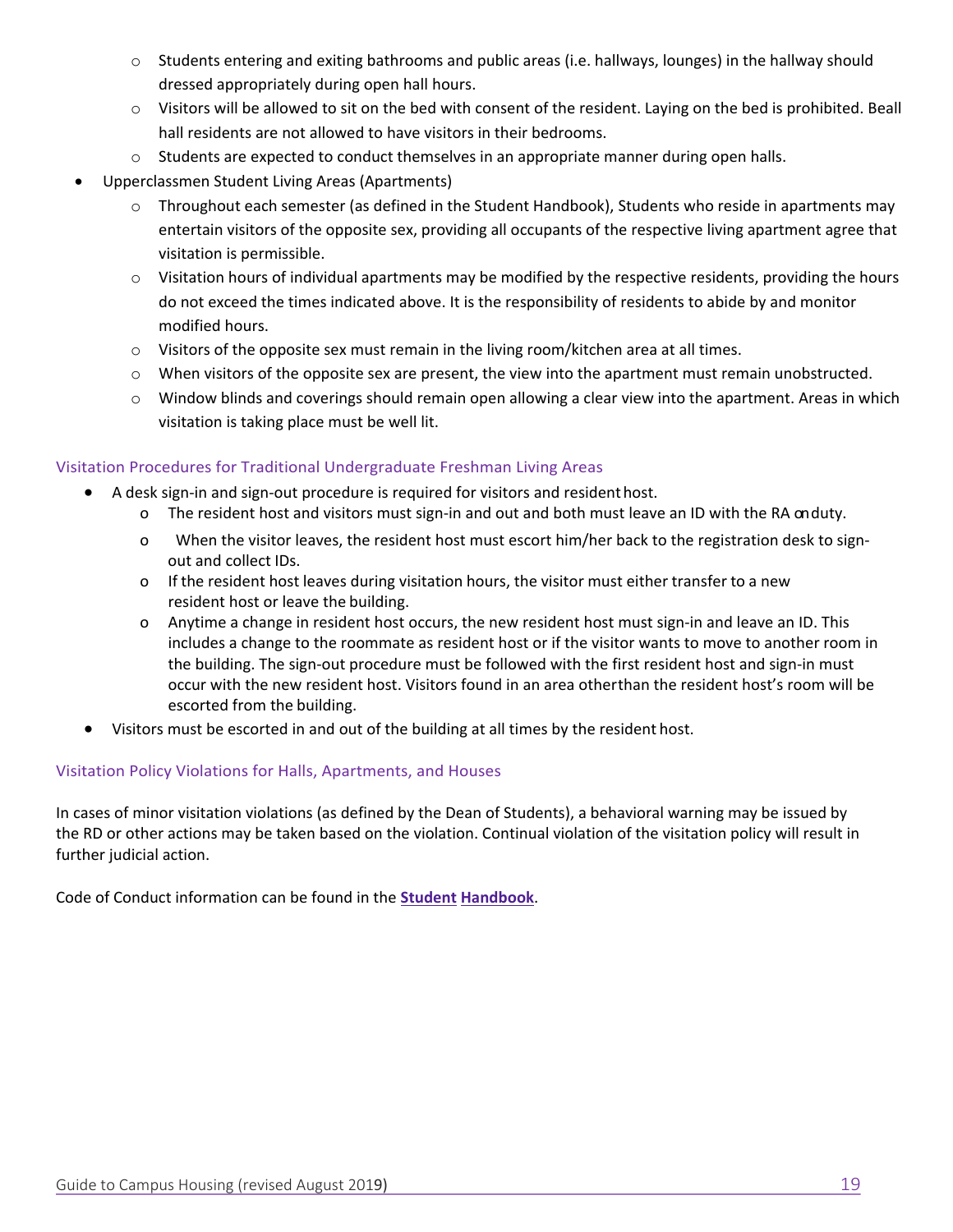- Students entering and exiting bathrooms and public areas (i.e. hallways, lounges) in the hallway should dressed appropriately during open hall hours.
    - Visitors will be allowed to sit on the bed with consent of the resident. Laying on the bed is prohibited. Beall hall residents are not allowed to have visitors in their bedrooms.
    - Students are expected to conduct themselves in an appropriate manner during open halls.
- Upperclassmen Student Living Areas (Apartments)
    - Throughout each semester (as defined in the Student Handbook), Students who reside in apartments may entertain visitors of the opposite sex, providing all occupants of the respective living apartment agree that visitation is permissible.
    - Visitation hours of individual apartments may be modified by the respective residents, providing the hours do not exceed the times indicated above. It is the responsibility of residents to abide by and monitor modified hours.
    - Visitors of the opposite sex must remain in the living room/kitchen area at all times.
    - When visitors of the opposite sex are present, the view into the apartment must remain unobstructed.
    - Window blinds and coverings should remain open allowing a clear view into the apartment. Areas in which visitation is taking place must be well lit.

### Visitation Procedures for Traditional Undergraduate Freshman Living Areas

- A desk sign-in and sign-out procedure is required for visitors and resident host.
    - The resident host and visitors must sign-in and out and both must leave an ID with the RA on duty.
    - When the visitor leaves, the resident host must escort him/her back to the registration desk to sign-out and collect IDs.
    - If the resident host leaves during visitation hours, the visitor must either transfer to a new resident host or leave the building.
    - Anytime a change in resident host occurs, the new resident host must sign-in and leave an ID. This includes a change to the roommate as resident host or if the visitor wants to move to another room in the building. The sign-out procedure must be followed with the first resident host and sign-in must occur with the new resident host. Visitors found in an area other than the resident host's room will be escorted from the building.
- Visitors must be escorted in and out of the building at all times by the resident host.

### Visitation Policy Violations for Halls, Apartments, and Houses

In cases of minor visitation violations (as defined by the Dean of Students), a behavioral warning may be issued by the RD or other actions may be taken based on the violation. Continual violation of the visitation policy will result in further judicial action.

Code of Conduct information can be found in the **Student Handbook**.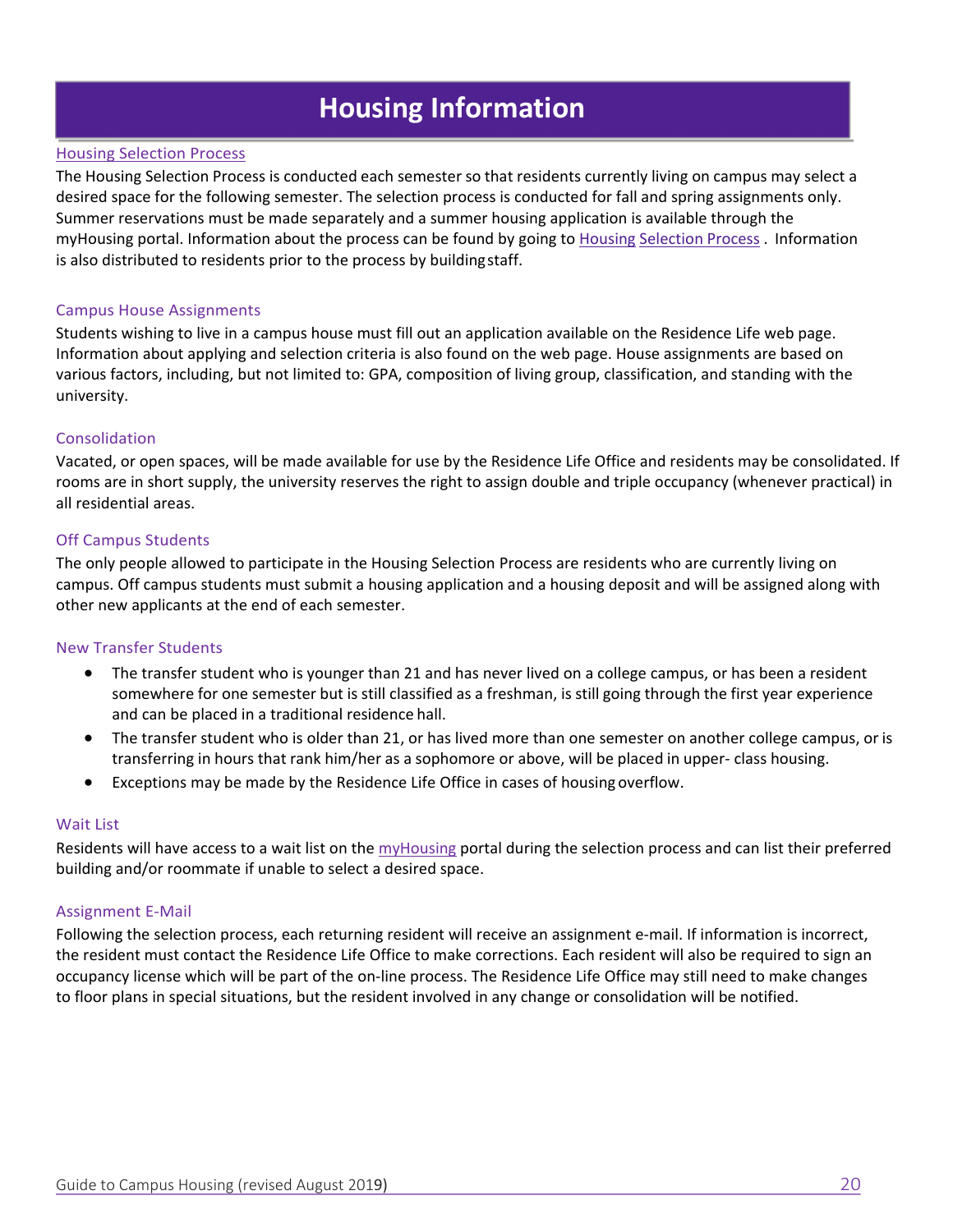# Housing Information

## Housing Selection Process

The Housing Selection Process is conducted each semester so that residents currently living on campus may select a desired space for the following semester. The selection process is conducted for fall and spring assignments only. Summer reservations must be made separately and a summer housing application is available through the myHousing portal. Information about the process can be found by going to Housing Selection Process . Information is also distributed to residents prior to the process by building staff.

## Campus House Assignments

Students wishing to live in a campus house must fill out an application available on the Residence Life web page. Information about applying and selection criteria is also found on the web page. House assignments are based on various factors, including, but not limited to: GPA, composition of living group, classification, and standing with the university.

## Consolidation

Vacated, or open spaces, will be made available for use by the Residence Life Office and residents may be consolidated. If rooms are in short supply, the university reserves the right to assign double and triple occupancy (whenever practical) in all residential areas.

## Off Campus Students

The only people allowed to participate in the Housing Selection Process are residents who are currently living on campus. Off campus students must submit a housing application and a housing deposit and will be assigned along with other new applicants at the end of each semester.

## New Transfer Students

- The transfer student who is younger than 21 and has never lived on a college campus, or has been a resident somewhere for one semester but is still classified as a freshman, is still going through the first year experience and can be placed in a traditional residence hall.
- The transfer student who is older than 21, or has lived more than one semester on another college campus, or is transferring in hours that rank him/her as a sophomore or above, will be placed in upper- class housing.
- Exceptions may be made by the Residence Life Office in cases of housing overflow.

## Wait List

Residents will have access to a wait list on the myHousing portal during the selection process and can list their preferred building and/or roommate if unable to select a desired space.

## Assignment E-Mail

Following the selection process, each returning resident will receive an assignment e-mail. If information is incorrect, the resident must contact the Residence Life Office to make corrections. Each resident will also be required to sign an occupancy license which will be part of the on-line process. The Residence Life Office may still need to make changes to floor plans in special situations, but the resident involved in any change or consolidation will be notified.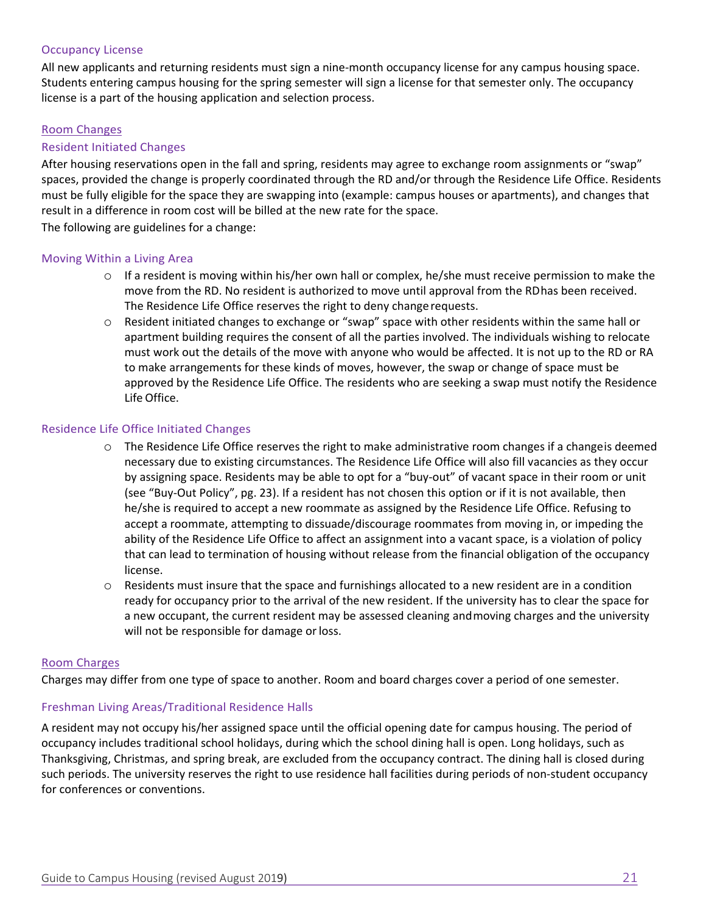### Occupancy License

All new applicants and returning residents must sign a nine-month occupancy license for any campus housing space. Students entering campus housing for the spring semester will sign a license for that semester only. The occupancy license is a part of the housing application and selection process.

## Room Changes

### Resident Initiated Changes

After housing reservations open in the fall and spring, residents may agree to exchange room assignments or "swap" spaces, provided the change is properly coordinated through the RD and/or through the Residence Life Office. Residents must be fully eligible for the space they are swapping into (example: campus houses or apartments), and changes that result in a difference in room cost will be billed at the new rate for the space.

The following are guidelines for a change:

### Moving Within a Living Area

- If a resident is moving within his/her own hall or complex, he/she must receive permission to make the move from the RD. No resident is authorized to move until approval from the RD has been received. The Residence Life Office reserves the right to deny change requests.
- Resident initiated changes to exchange or "swap" space with other residents within the same hall or apartment building requires the consent of all the parties involved. The individuals wishing to relocate must work out the details of the move with anyone who would be affected. It is not up to the RD or RA to make arrangements for these kinds of moves, however, the swap or change of space must be approved by the Residence Life Office. The residents who are seeking a swap must notify the Residence Life Office.

### Residence Life Office Initiated Changes

- The Residence Life Office reserves the right to make administrative room changes if a change is deemed necessary due to existing circumstances. The Residence Life Office will also fill vacancies as they occur by assigning space. Residents may be able to opt for a "buy-out" of vacant space in their room or unit (see "Buy-Out Policy", pg. 23). If a resident has not chosen this option or if it is not available, then he/she is required to accept a new roommate as assigned by the Residence Life Office. Refusing to accept a roommate, attempting to dissuade/discourage roommates from moving in, or impeding the ability of the Residence Life Office to affect an assignment into a vacant space, is a violation of policy that can lead to termination of housing without release from the financial obligation of the occupancy license.
- Residents must insure that the space and furnishings allocated to a new resident are in a condition ready for occupancy prior to the arrival of the new resident. If the university has to clear the space for a new occupant, the current resident may be assessed cleaning and moving charges and the university will not be responsible for damage or loss.

## Room Charges

Charges may differ from one type of space to another. Room and board charges cover a period of one semester.

### Freshman Living Areas/Traditional Residence Halls

A resident may not occupy his/her assigned space until the official opening date for campus housing. The period of occupancy includes traditional school holidays, during which the school dining hall is open. Long holidays, such as Thanksgiving, Christmas, and spring break, are excluded from the occupancy contract. The dining hall is closed during such periods. The university reserves the right to use residence hall facilities during periods of non-student occupancy for conferences or conventions.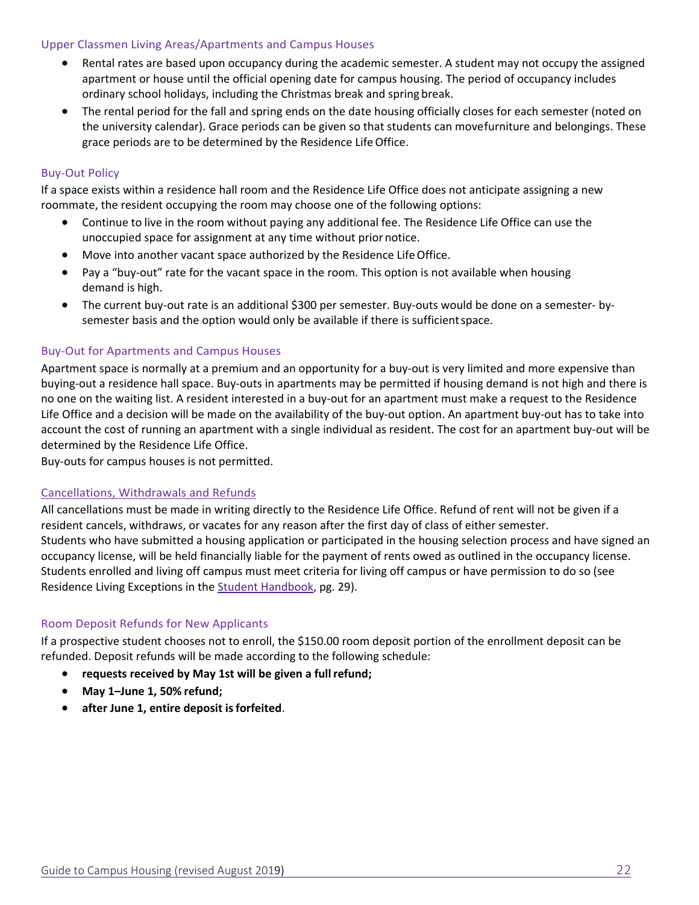### Upper Classmen Living Areas/Apartments and Campus Houses

- Rental rates are based upon occupancy during the academic semester. A student may not occupy the assigned apartment or house until the official opening date for campus housing. The period of occupancy includes ordinary school holidays, including the Christmas break and spring break.
- The rental period for the fall and spring ends on the date housing officially closes for each semester (noted on the university calendar). Grace periods can be given so that students can move furniture and belongings. These grace periods are to be determined by the Residence Life Office.

### Buy-Out Policy

If a space exists within a residence hall room and the Residence Life Office does not anticipate assigning a new roommate, the resident occupying the room may choose one of the following options:

- Continue to live in the room without paying any additional fee. The Residence Life Office can use the unoccupied space for assignment at any time without prior notice.
- Move into another vacant space authorized by the Residence Life Office.
- Pay a "buy-out" rate for the vacant space in the room. This option is not available when housing demand is high.
- The current buy-out rate is an additional $300 per semester. Buy-outs would be done on a semester- by-semester basis and the option would only be available if there is sufficient space.

### Buy-Out for Apartments and Campus Houses

Apartment space is normally at a premium and an opportunity for a buy-out is very limited and more expensive than buying-out a residence hall space. Buy-outs in apartments may be permitted if housing demand is not high and there is no one on the waiting list. A resident interested in a buy-out for an apartment must make a request to the Residence Life Office and a decision will be made on the availability of the buy-out option. An apartment buy-out has to take into account the cost of running an apartment with a single individual as resident. The cost for an apartment buy-out will be determined by the Residence Life Office.

Buy-outs for campus houses is not permitted.

### Cancellations, Withdrawals and Refunds

All cancellations must be made in writing directly to the Residence Life Office. Refund of rent will not be given if a resident cancels, withdraws, or vacates for any reason after the first day of class of either semester.

Students who have submitted a housing application or participated in the housing selection process and have signed an occupancy license, will be held financially liable for the payment of rents owed as outlined in the occupancy license. Students enrolled and living off campus must meet criteria for living off campus or have permission to do so (see Residence Living Exceptions in the Student Handbook, pg. 29).

### Room Deposit Refunds for New Applicants

If a prospective student chooses not to enroll, the $150.00 room deposit portion of the enrollment deposit can be refunded. Deposit refunds will be made according to the following schedule:

- **requests received by May 1st will be given a full refund;**
- **May 1–June 1, 50% refund;**
- **after June 1, entire deposit is forfeited**.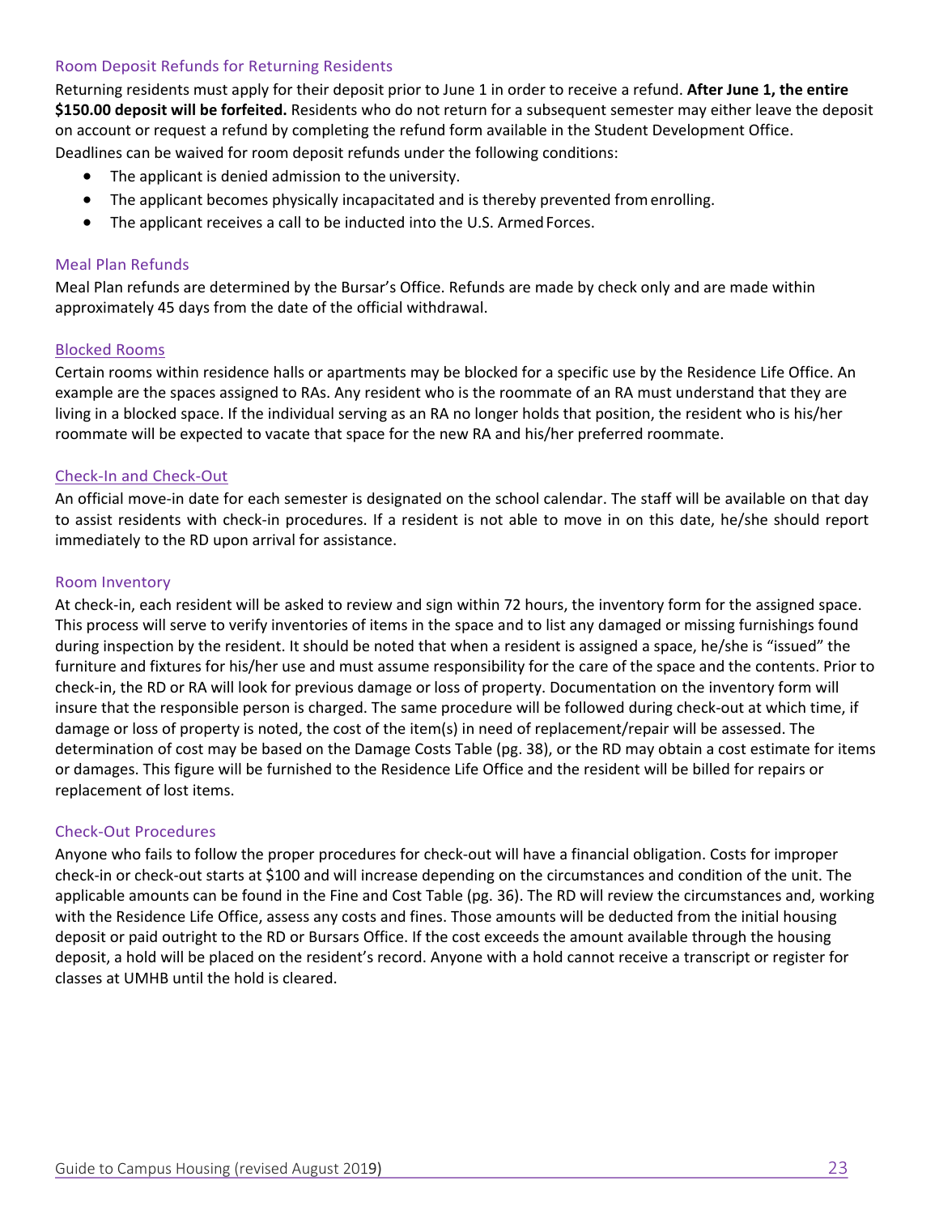### Room Deposit Refunds for Returning Residents

Returning residents must apply for their deposit prior to June 1 in order to receive a refund. **After June 1, the entire $150.00 deposit will be forfeited.** Residents who do not return for a subsequent semester may either leave the deposit on account or request a refund by completing the refund form available in the Student Development Office.

Deadlines can be waived for room deposit refunds under the following conditions:

- The applicant is denied admission to the university.
- The applicant becomes physically incapacitated and is thereby prevented from enrolling.
- The applicant receives a call to be inducted into the U.S. Armed Forces.

### Meal Plan Refunds

Meal Plan refunds are determined by the Bursar's Office. Refunds are made by check only and are made within approximately 45 days from the date of the official withdrawal.

### Blocked Rooms

Certain rooms within residence halls or apartments may be blocked for a specific use by the Residence Life Office. An example are the spaces assigned to RAs. Any resident who is the roommate of an RA must understand that they are living in a blocked space. If the individual serving as an RA no longer holds that position, the resident who is his/her roommate will be expected to vacate that space for the new RA and his/her preferred roommate.

### Check-In and Check-Out

An official move-in date for each semester is designated on the school calendar. The staff will be available on that day to assist residents with check-in procedures. If a resident is not able to move in on this date, he/she should report immediately to the RD upon arrival for assistance.

### Room Inventory

At check-in, each resident will be asked to review and sign within 72 hours, the inventory form for the assigned space. This process will serve to verify inventories of items in the space and to list any damaged or missing furnishings found during inspection by the resident. It should be noted that when a resident is assigned a space, he/she is "issued" the furniture and fixtures for his/her use and must assume responsibility for the care of the space and the contents. Prior to check-in, the RD or RA will look for previous damage or loss of property. Documentation on the inventory form will insure that the responsible person is charged. The same procedure will be followed during check-out at which time, if damage or loss of property is noted, the cost of the item(s) in need of replacement/repair will be assessed. The determination of cost may be based on the Damage Costs Table (pg. 38), or the RD may obtain a cost estimate for items or damages. This figure will be furnished to the Residence Life Office and the resident will be billed for repairs or replacement of lost items.

### Check-Out Procedures

Anyone who fails to follow the proper procedures for check-out will have a financial obligation. Costs for improper check-in or check-out starts at $100 and will increase depending on the circumstances and condition of the unit. The applicable amounts can be found in the Fine and Cost Table (pg. 36). The RD will review the circumstances and, working with the Residence Life Office, assess any costs and fines. Those amounts will be deducted from the initial housing deposit or paid outright to the RD or Bursars Office. If the cost exceeds the amount available through the housing deposit, a hold will be placed on the resident's record. Anyone with a hold cannot receive a transcript or register for classes at UMHB until the hold is cleared.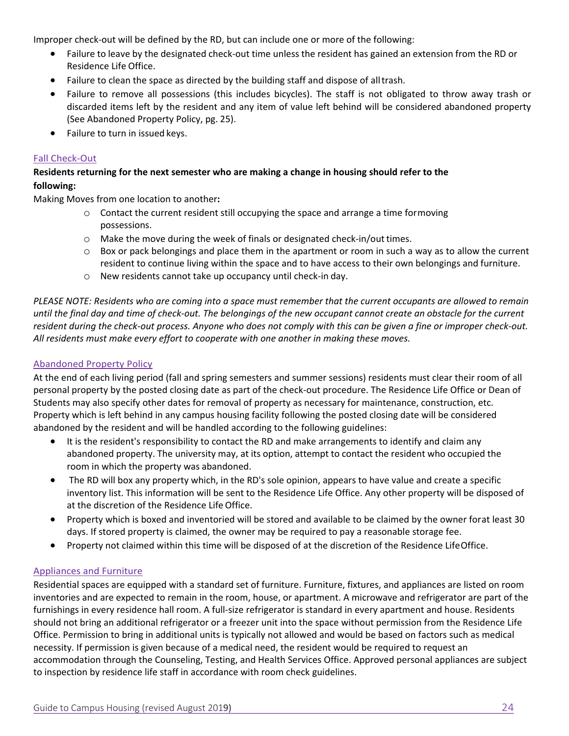Improper check-out will be defined by the RD, but can include one or more of the following:

- Failure to leave by the designated check-out time unless the resident has gained an extension from the RD or Residence Life Office.
- Failure to clean the space as directed by the building staff and dispose of all trash.
- Failure to remove all possessions (this includes bicycles). The staff is not obligated to throw away trash or discarded items left by the resident and any item of value left behind will be considered abandoned property (See Abandoned Property Policy, pg. 25).
- Failure to turn in issued keys.

## Fall Check-Out

**Residents returning for the next semester who are making a change in housing should refer to the following:**

Making Moves from one location to another**:**

- Contact the current resident still occupying the space and arrange a time for moving possessions.
- Make the move during the week of finals or designated check-in/out times.
- Box or pack belongings and place them in the apartment or room in such a way as to allow the current resident to continue living within the space and to have access to their own belongings and furniture.
- New residents cannot take up occupancy until check-in day.

*PLEASE NOTE: Residents who are coming into a space must remember that the current occupants are allowed to remain until the final day and time of check-out. The belongings of the new occupant cannot create an obstacle for the current resident during the check-out process. Anyone who does not comply with this can be given a fine or improper check-out. All residents must make every effort to cooperate with one another in making these moves.*

## Abandoned Property Policy

At the end of each living period (fall and spring semesters and summer sessions) residents must clear their room of all personal property by the posted closing date as part of the check-out procedure. The Residence Life Office or Dean of Students may also specify other dates for removal of property as necessary for maintenance, construction, etc. Property which is left behind in any campus housing facility following the posted closing date will be considered abandoned by the resident and will be handled according to the following guidelines:

- It is the resident's responsibility to contact the RD and make arrangements to identify and claim any abandoned property. The university may, at its option, attempt to contact the resident who occupied the room in which the property was abandoned.
- The RD will box any property which, in the RD's sole opinion, appears to have value and create a specific inventory list. This information will be sent to the Residence Life Office. Any other property will be disposed of at the discretion of the Residence Life Office.
- Property which is boxed and inventoried will be stored and available to be claimed by the owner for at least 30 days. If stored property is claimed, the owner may be required to pay a reasonable storage fee.
- Property not claimed within this time will be disposed of at the discretion of the Residence Life Office.

## Appliances and Furniture

Residential spaces are equipped with a standard set of furniture. Furniture, fixtures, and appliances are listed on room inventories and are expected to remain in the room, house, or apartment. A microwave and refrigerator are part of the furnishings in every residence hall room. A full-size refrigerator is standard in every apartment and house. Residents should not bring an additional refrigerator or a freezer unit into the space without permission from the Residence Life Office. Permission to bring in additional units is typically not allowed and would be based on factors such as medical necessity. If permission is given because of a medical need, the resident would be required to request an accommodation through the Counseling, Testing, and Health Services Office. Approved personal appliances are subject to inspection by residence life staff in accordance with room check guidelines.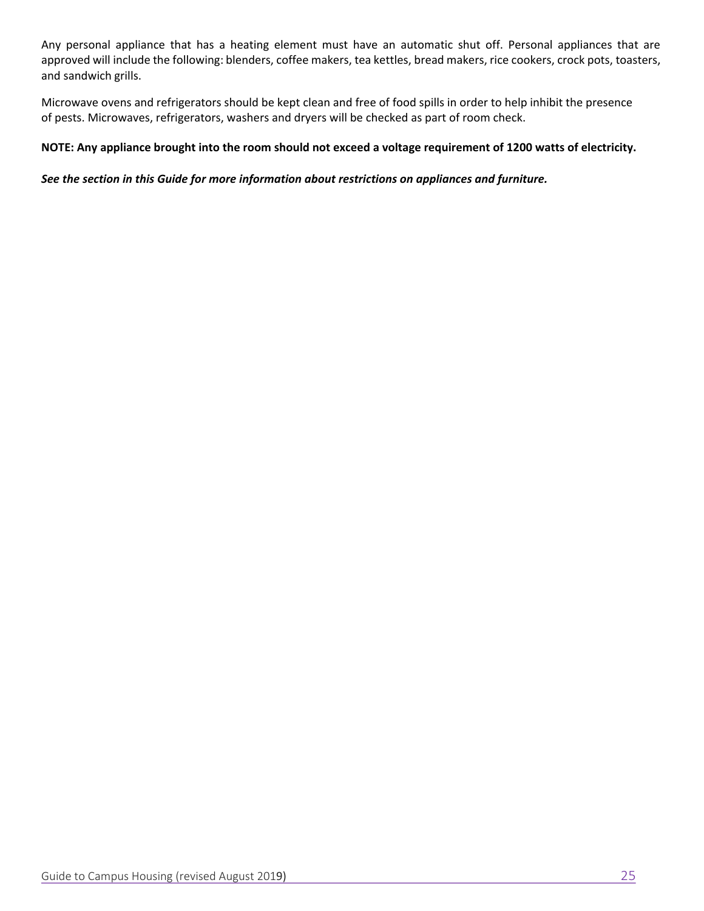Any personal appliance that has a heating element must have an automatic shut off. Personal appliances that are approved will include the following: blenders, coffee makers, tea kettles, bread makers, rice cookers, crock pots, toasters, and sandwich grills.

Microwave ovens and refrigerators should be kept clean and free of food spills in order to help inhibit the presence of pests. Microwaves, refrigerators, washers and dryers will be checked as part of room check.

**NOTE: Any appliance brought into the room should not exceed a voltage requirement of 1200 watts of electricity.**

***See the section in this Guide for more information about restrictions on appliances and furniture.***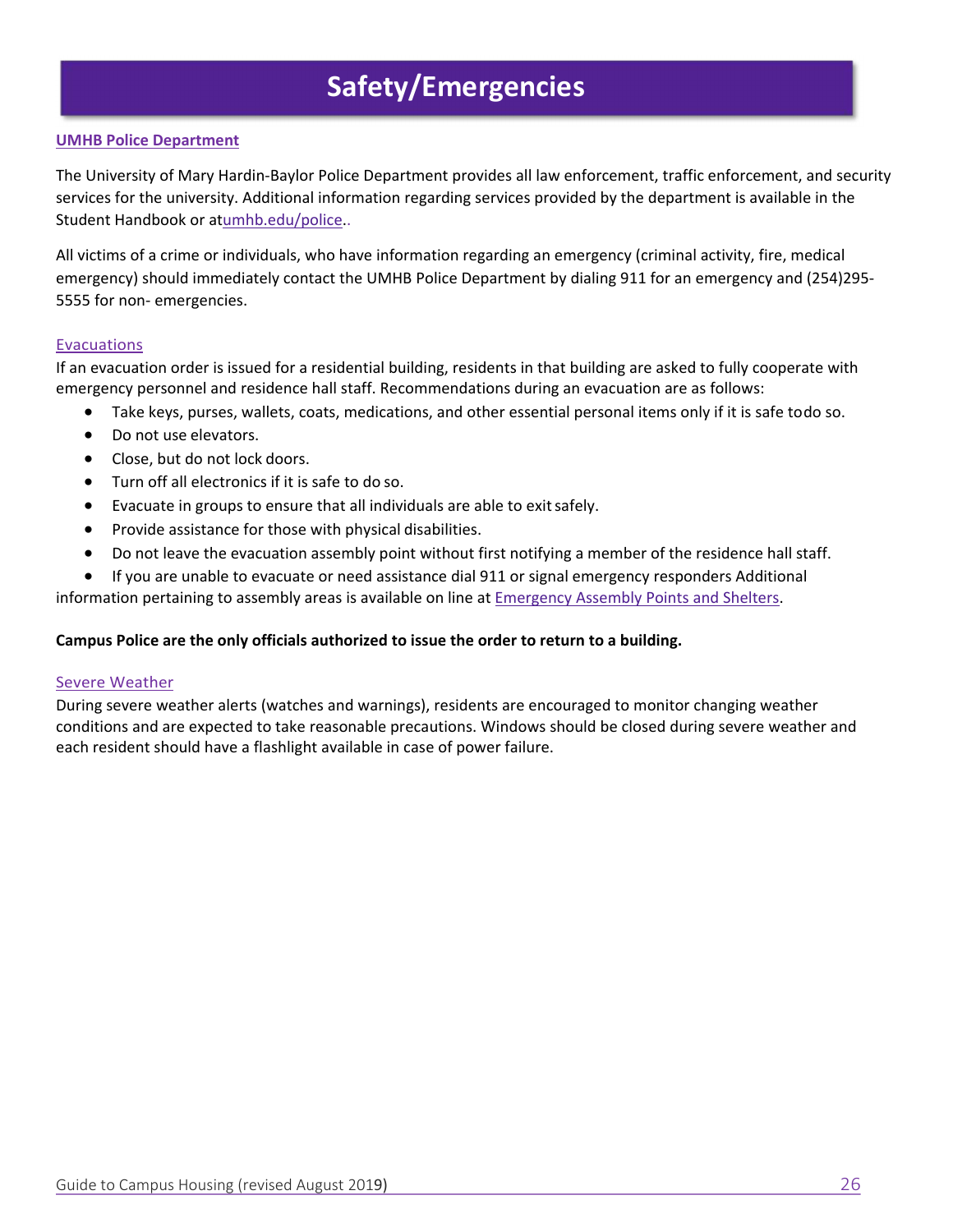# Safety/Emergencies

**UMHB Police Department**

The University of Mary Hardin-Baylor Police Department provides all law enforcement, traffic enforcement, and security services for the university. Additional information regarding services provided by the department is available in the Student Handbook or atumhb.edu/police..

All victims of a crime or individuals, who have information regarding an emergency (criminal activity, fire, medical emergency) should immediately contact the UMHB Police Department by dialing 911 for an emergency and (254)295-5555 for non- emergencies.

### Evacuations

If an evacuation order is issued for a residential building, residents in that building are asked to fully cooperate with emergency personnel and residence hall staff. Recommendations during an evacuation are as follows:

- Take keys, purses, wallets, coats, medications, and other essential personal items only if it is safe todo so.
- Do not use elevators.
- Close, but do not lock doors.
- Turn off all electronics if it is safe to do so.
- Evacuate in groups to ensure that all individuals are able to exit safely.
- Provide assistance for those with physical disabilities.
- Do not leave the evacuation assembly point without first notifying a member of the residence hall staff.
- If you are unable to evacuate or need assistance dial 911 or signal emergency responders Additional information pertaining to assembly areas is available on line at Emergency Assembly Points and Shelters.

**Campus Police are the only officials authorized to issue the order to return to a building.**

### Severe Weather

During severe weather alerts (watches and warnings), residents are encouraged to monitor changing weather conditions and are expected to take reasonable precautions. Windows should be closed during severe weather and each resident should have a flashlight available in case of power failure.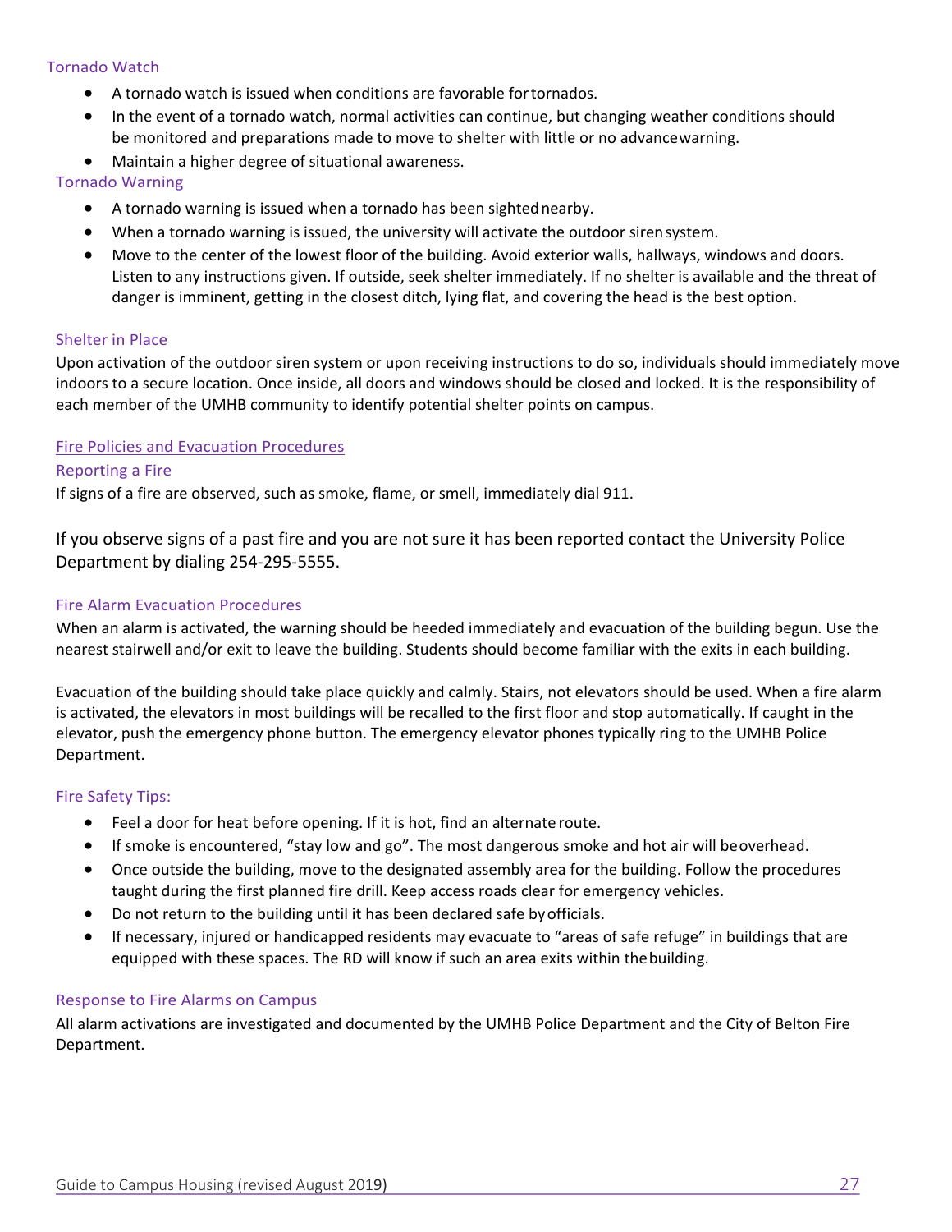### Tornado Watch

- A tornado watch is issued when conditions are favorable for tornados.
- In the event of a tornado watch, normal activities can continue, but changing weather conditions should be monitored and preparations made to move to shelter with little or no advance warning.
- Maintain a higher degree of situational awareness.

### Tornado Warning

- A tornado warning is issued when a tornado has been sighted nearby.
- When a tornado warning is issued, the university will activate the outdoor siren system.
- Move to the center of the lowest floor of the building. Avoid exterior walls, hallways, windows and doors. Listen to any instructions given. If outside, seek shelter immediately. If no shelter is available and the threat of danger is imminent, getting in the closest ditch, lying flat, and covering the head is the best option.

### Shelter in Place

Upon activation of the outdoor siren system or upon receiving instructions to do so, individuals should immediately move indoors to a secure location. Once inside, all doors and windows should be closed and locked. It is the responsibility of each member of the UMHB community to identify potential shelter points on campus.

## Fire Policies and Evacuation Procedures

### Reporting a Fire

If signs of a fire are observed, such as smoke, flame, or smell, immediately dial 911.

If you observe signs of a past fire and you are not sure it has been reported contact the University Police Department by dialing 254-295-5555.

### Fire Alarm Evacuation Procedures

When an alarm is activated, the warning should be heeded immediately and evacuation of the building begun. Use the nearest stairwell and/or exit to leave the building. Students should become familiar with the exits in each building.

Evacuation of the building should take place quickly and calmly. Stairs, not elevators should be used. When a fire alarm is activated, the elevators in most buildings will be recalled to the first floor and stop automatically. If caught in the elevator, push the emergency phone button. The emergency elevator phones typically ring to the UMHB Police Department.

### Fire Safety Tips:

- Feel a door for heat before opening. If it is hot, find an alternate route.
- If smoke is encountered, "stay low and go". The most dangerous smoke and hot air will be overhead.
- Once outside the building, move to the designated assembly area for the building. Follow the procedures taught during the first planned fire drill. Keep access roads clear for emergency vehicles.
- Do not return to the building until it has been declared safe by officials.
- If necessary, injured or handicapped residents may evacuate to "areas of safe refuge" in buildings that are equipped with these spaces. The RD will know if such an area exits within the building.

### Response to Fire Alarms on Campus

All alarm activations are investigated and documented by the UMHB Police Department and the City of Belton Fire Department.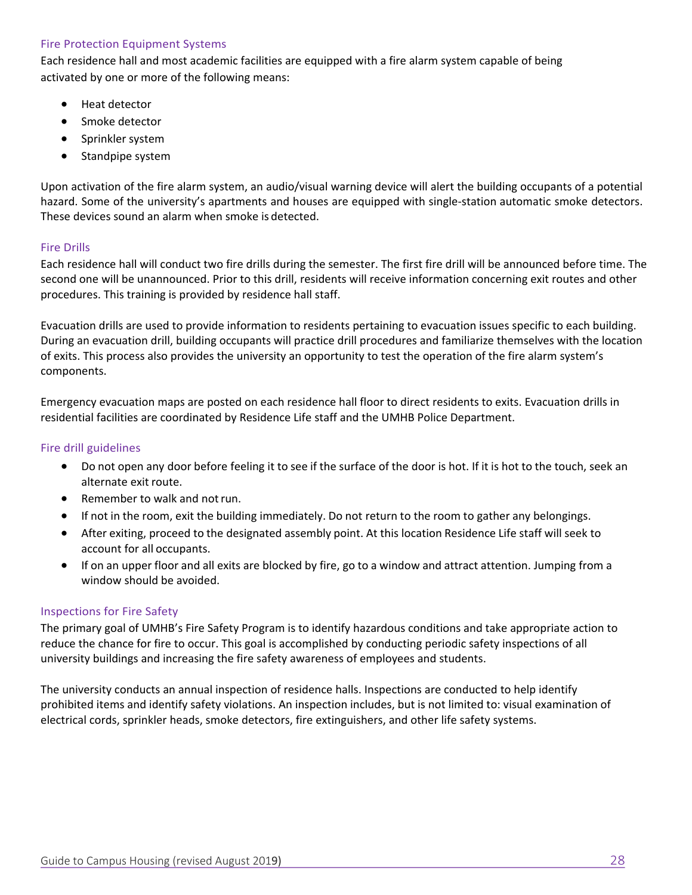### Fire Protection Equipment Systems

Each residence hall and most academic facilities are equipped with a fire alarm system capable of being activated by one or more of the following means:

- Heat detector
- Smoke detector
- Sprinkler system
- Standpipe system

Upon activation of the fire alarm system, an audio/visual warning device will alert the building occupants of a potential hazard. Some of the university's apartments and houses are equipped with single-station automatic smoke detectors. These devices sound an alarm when smoke is detected.

### Fire Drills

Each residence hall will conduct two fire drills during the semester. The first fire drill will be announced before time. The second one will be unannounced. Prior to this drill, residents will receive information concerning exit routes and other procedures. This training is provided by residence hall staff.

Evacuation drills are used to provide information to residents pertaining to evacuation issues specific to each building. During an evacuation drill, building occupants will practice drill procedures and familiarize themselves with the location of exits. This process also provides the university an opportunity to test the operation of the fire alarm system's components.

Emergency evacuation maps are posted on each residence hall floor to direct residents to exits. Evacuation drills in residential facilities are coordinated by Residence Life staff and the UMHB Police Department.

### Fire drill guidelines

- Do not open any door before feeling it to see if the surface of the door is hot. If it is hot to the touch, seek an alternate exit route.
- Remember to walk and not run.
- If not in the room, exit the building immediately. Do not return to the room to gather any belongings.
- After exiting, proceed to the designated assembly point. At this location Residence Life staff will seek to account for all occupants.
- If on an upper floor and all exits are blocked by fire, go to a window and attract attention. Jumping from a window should be avoided.

### Inspections for Fire Safety

The primary goal of UMHB's Fire Safety Program is to identify hazardous conditions and take appropriate action to reduce the chance for fire to occur. This goal is accomplished by conducting periodic safety inspections of all university buildings and increasing the fire safety awareness of employees and students.

The university conducts an annual inspection of residence halls. Inspections are conducted to help identify prohibited items and identify safety violations. An inspection includes, but is not limited to: visual examination of electrical cords, sprinkler heads, smoke detectors, fire extinguishers, and other life safety systems.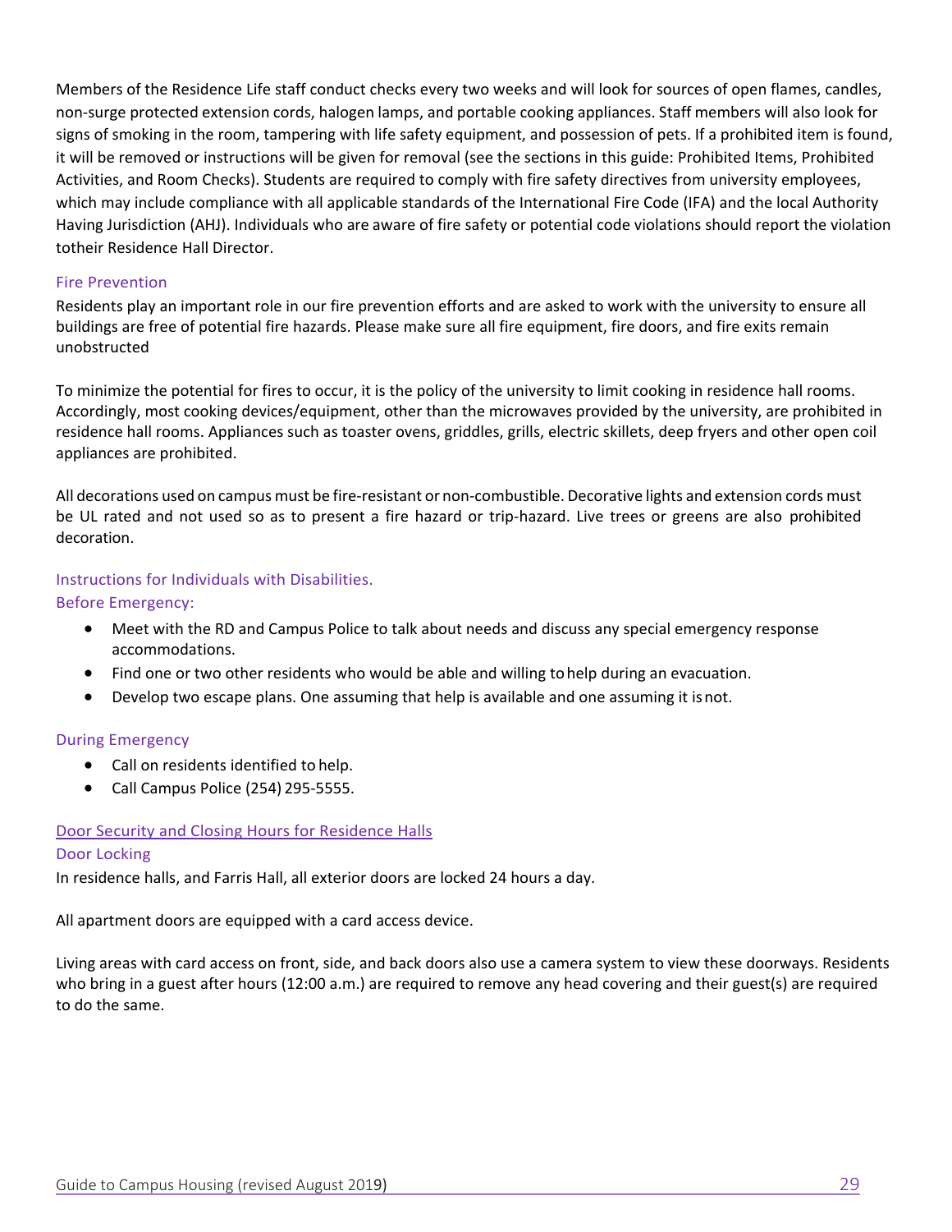Members of the Residence Life staff conduct checks every two weeks and will look for sources of open flames, candles, non-surge protected extension cords, halogen lamps, and portable cooking appliances. Staff members will also look for signs of smoking in the room, tampering with life safety equipment, and possession of pets. If a prohibited item is found, it will be removed or instructions will be given for removal (see the sections in this guide: Prohibited Items, Prohibited Activities, and Room Checks). Students are required to comply with fire safety directives from university employees, which may include compliance with all applicable standards of the International Fire Code (IFA) and the local Authority Having Jurisdiction (AHJ). Individuals who are aware of fire safety or potential code violations should report the violation totheir Residence Hall Director.

### Fire Prevention

Residents play an important role in our fire prevention efforts and are asked to work with the university to ensure all buildings are free of potential fire hazards. Please make sure all fire equipment, fire doors, and fire exits remain unobstructed

To minimize the potential for fires to occur, it is the policy of the university to limit cooking in residence hall rooms. Accordingly, most cooking devices/equipment, other than the microwaves provided by the university, are prohibited in residence hall rooms. Appliances such as toaster ovens, griddles, grills, electric skillets, deep fryers and other open coil appliances are prohibited.

All decorations used on campus must be fire-resistant or non-combustible. Decorative lights and extension cords must be UL rated and not used so as to present a fire hazard or trip-hazard. Live trees or greens are also prohibited decoration.

### Instructions for Individuals with Disabilities.

#### Before Emergency:

- Meet with the RD and Campus Police to talk about needs and discuss any special emergency response accommodations.
- Find one or two other residents who would be able and willing to help during an evacuation.
- Develop two escape plans. One assuming that help is available and one assuming it is not.

#### During Emergency

- Call on residents identified to help.
- Call Campus Police (254) 295-5555.

## Door Security and Closing Hours for Residence Halls

### Door Locking

In residence halls, and Farris Hall, all exterior doors are locked 24 hours a day.

All apartment doors are equipped with a card access device.

Living areas with card access on front, side, and back doors also use a camera system to view these doorways. Residents who bring in a guest after hours (12:00 a.m.) are required to remove any head covering and their guest(s) are required to do the same.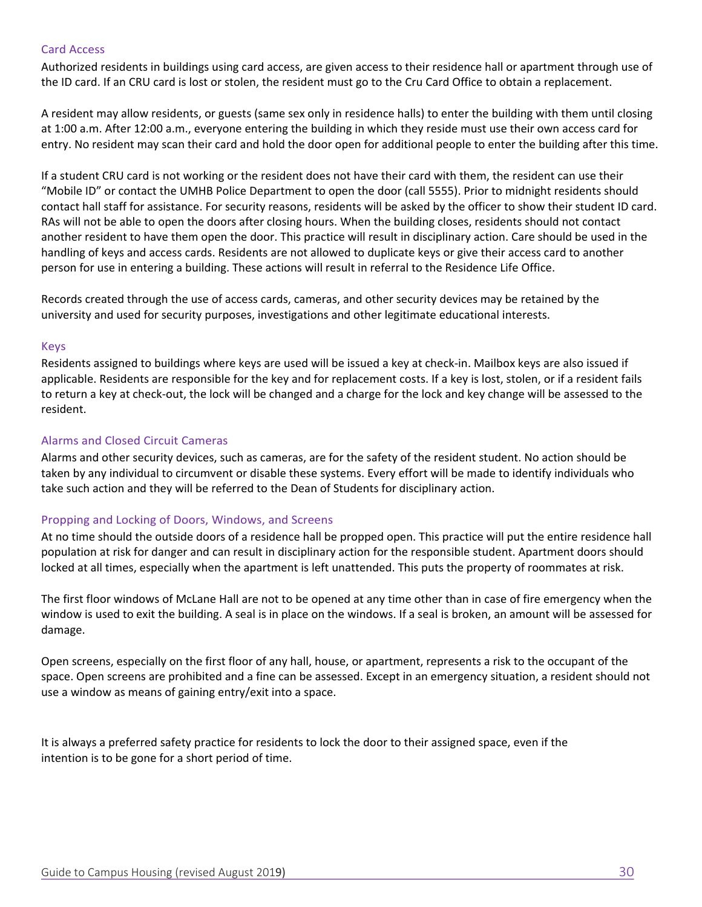## Card Access

Authorized residents in buildings using card access, are given access to their residence hall or apartment through use of the ID card. If an CRU card is lost or stolen, the resident must go to the Cru Card Office to obtain a replacement.

A resident may allow residents, or guests (same sex only in residence halls) to enter the building with them until closing at 1:00 a.m. After 12:00 a.m., everyone entering the building in which they reside must use their own access card for entry. No resident may scan their card and hold the door open for additional people to enter the building after this time.

If a student CRU card is not working or the resident does not have their card with them, the resident can use their "Mobile ID" or contact the UMHB Police Department to open the door (call 5555). Prior to midnight residents should contact hall staff for assistance. For security reasons, residents will be asked by the officer to show their student ID card. RAs will not be able to open the doors after closing hours. When the building closes, residents should not contact another resident to have them open the door. This practice will result in disciplinary action. Care should be used in the handling of keys and access cards. Residents are not allowed to duplicate keys or give their access card to another person for use in entering a building. These actions will result in referral to the Residence Life Office.

Records created through the use of access cards, cameras, and other security devices may be retained by the university and used for security purposes, investigations and other legitimate educational interests.

## Keys

Residents assigned to buildings where keys are used will be issued a key at check-in. Mailbox keys are also issued if applicable. Residents are responsible for the key and for replacement costs. If a key is lost, stolen, or if a resident fails to return a key at check-out, the lock will be changed and a charge for the lock and key change will be assessed to the resident.

## Alarms and Closed Circuit Cameras

Alarms and other security devices, such as cameras, are for the safety of the resident student. No action should be taken by any individual to circumvent or disable these systems. Every effort will be made to identify individuals who take such action and they will be referred to the Dean of Students for disciplinary action.

## Propping and Locking of Doors, Windows, and Screens

At no time should the outside doors of a residence hall be propped open. This practice will put the entire residence hall population at risk for danger and can result in disciplinary action for the responsible student. Apartment doors should locked at all times, especially when the apartment is left unattended. This puts the property of roommates at risk.

The first floor windows of McLane Hall are not to be opened at any time other than in case of fire emergency when the window is used to exit the building. A seal is in place on the windows. If a seal is broken, an amount will be assessed for damage.

Open screens, especially on the first floor of any hall, house, or apartment, represents a risk to the occupant of the space. Open screens are prohibited and a fine can be assessed. Except in an emergency situation, a resident should not use a window as means of gaining entry/exit into a space.

It is always a preferred safety practice for residents to lock the door to their assigned space, even if the intention is to be gone for a short period of time.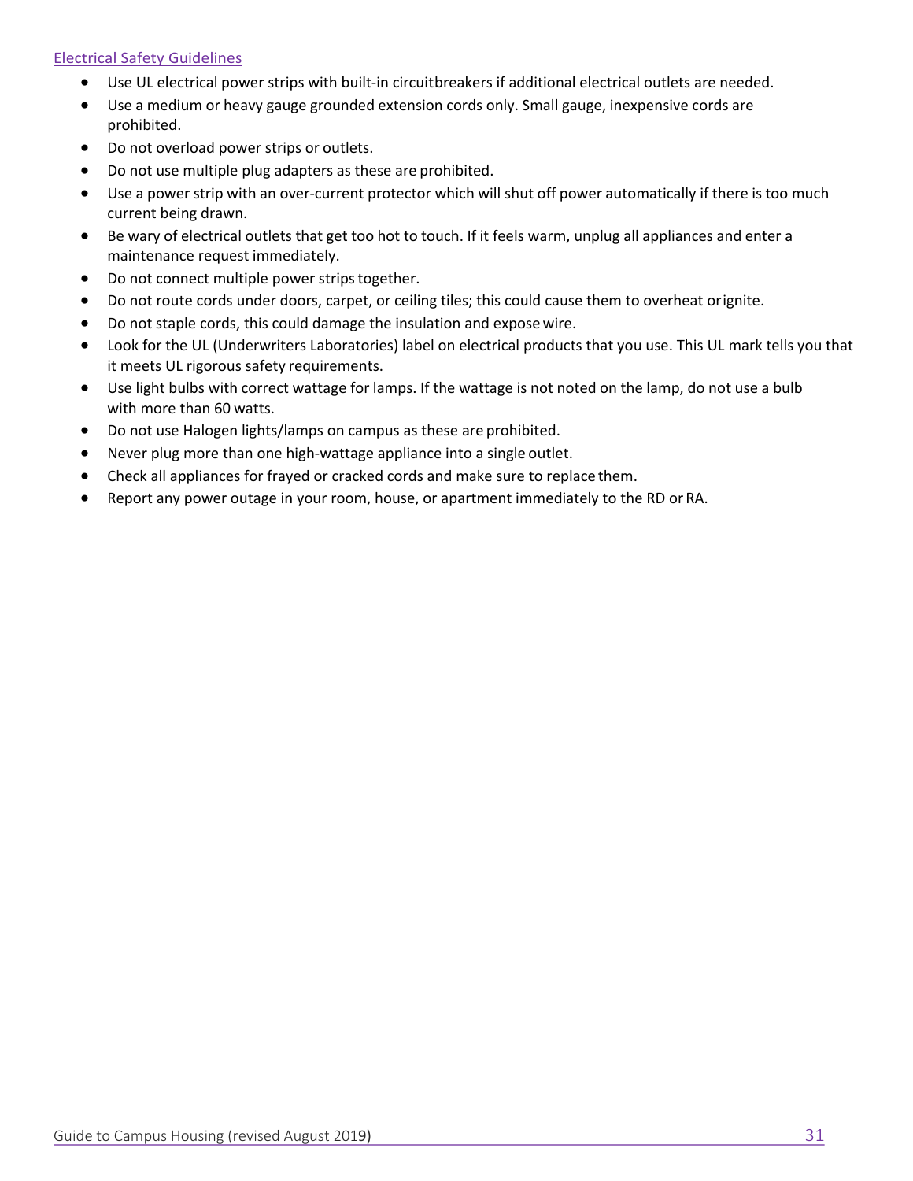### Electrical Safety Guidelines

- Use UL electrical power strips with built-in circuitbreakers if additional electrical outlets are needed.
- Use a medium or heavy gauge grounded extension cords only. Small gauge, inexpensive cords are prohibited.
- Do not overload power strips or outlets.
- Do not use multiple plug adapters as these are prohibited.
- Use a power strip with an over-current protector which will shut off power automatically if there is too much current being drawn.
- Be wary of electrical outlets that get too hot to touch. If it feels warm, unplug all appliances and enter a maintenance request immediately.
- Do not connect multiple power strips together.
- Do not route cords under doors, carpet, or ceiling tiles; this could cause them to overheat orignite.
- Do not staple cords, this could damage the insulation and expose wire.
- Look for the UL (Underwriters Laboratories) label on electrical products that you use. This UL mark tells you that it meets UL rigorous safety requirements.
- Use light bulbs with correct wattage for lamps. If the wattage is not noted on the lamp, do not use a bulb with more than 60 watts.
- Do not use Halogen lights/lamps on campus as these are prohibited.
- Never plug more than one high-wattage appliance into a single outlet.
- Check all appliances for frayed or cracked cords and make sure to replace them.
- Report any power outage in your room, house, or apartment immediately to the RD or RA.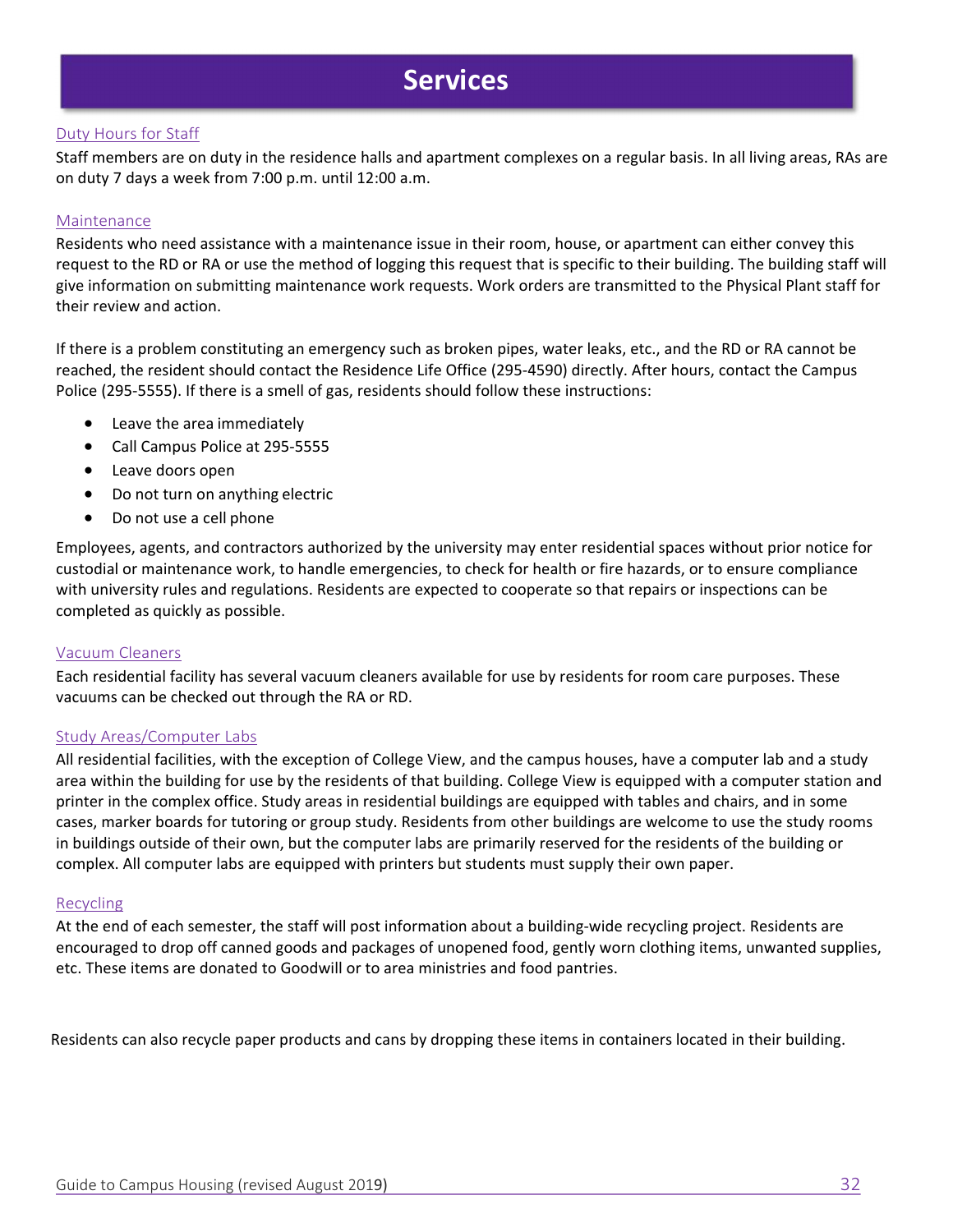# Services

## Duty Hours for Staff

Staff members are on duty in the residence halls and apartment complexes on a regular basis. In all living areas, RAs are on duty 7 days a week from 7:00 p.m. until 12:00 a.m.

## Maintenance

Residents who need assistance with a maintenance issue in their room, house, or apartment can either convey this request to the RD or RA or use the method of logging this request that is specific to their building. The building staff will give information on submitting maintenance work requests. Work orders are transmitted to the Physical Plant staff for their review and action.

If there is a problem constituting an emergency such as broken pipes, water leaks, etc., and the RD or RA cannot be reached, the resident should contact the Residence Life Office (295-4590) directly. After hours, contact the Campus Police (295-5555). If there is a smell of gas, residents should follow these instructions:

- Leave the area immediately
- Call Campus Police at 295-5555
- Leave doors open
- Do not turn on anything electric
- Do not use a cell phone

Employees, agents, and contractors authorized by the university may enter residential spaces without prior notice for custodial or maintenance work, to handle emergencies, to check for health or fire hazards, or to ensure compliance with university rules and regulations. Residents are expected to cooperate so that repairs or inspections can be completed as quickly as possible.

## Vacuum Cleaners

Each residential facility has several vacuum cleaners available for use by residents for room care purposes. These vacuums can be checked out through the RA or RD.

## Study Areas/Computer Labs

All residential facilities, with the exception of College View, and the campus houses, have a computer lab and a study area within the building for use by the residents of that building. College View is equipped with a computer station and printer in the complex office. Study areas in residential buildings are equipped with tables and chairs, and in some cases, marker boards for tutoring or group study. Residents from other buildings are welcome to use the study rooms in buildings outside of their own, but the computer labs are primarily reserved for the residents of the building or complex. All computer labs are equipped with printers but students must supply their own paper.

## Recycling

At the end of each semester, the staff will post information about a building-wide recycling project. Residents are encouraged to drop off canned goods and packages of unopened food, gently worn clothing items, unwanted supplies, etc. These items are donated to Goodwill or to area ministries and food pantries.

Residents can also recycle paper products and cans by dropping these items in containers located in their building.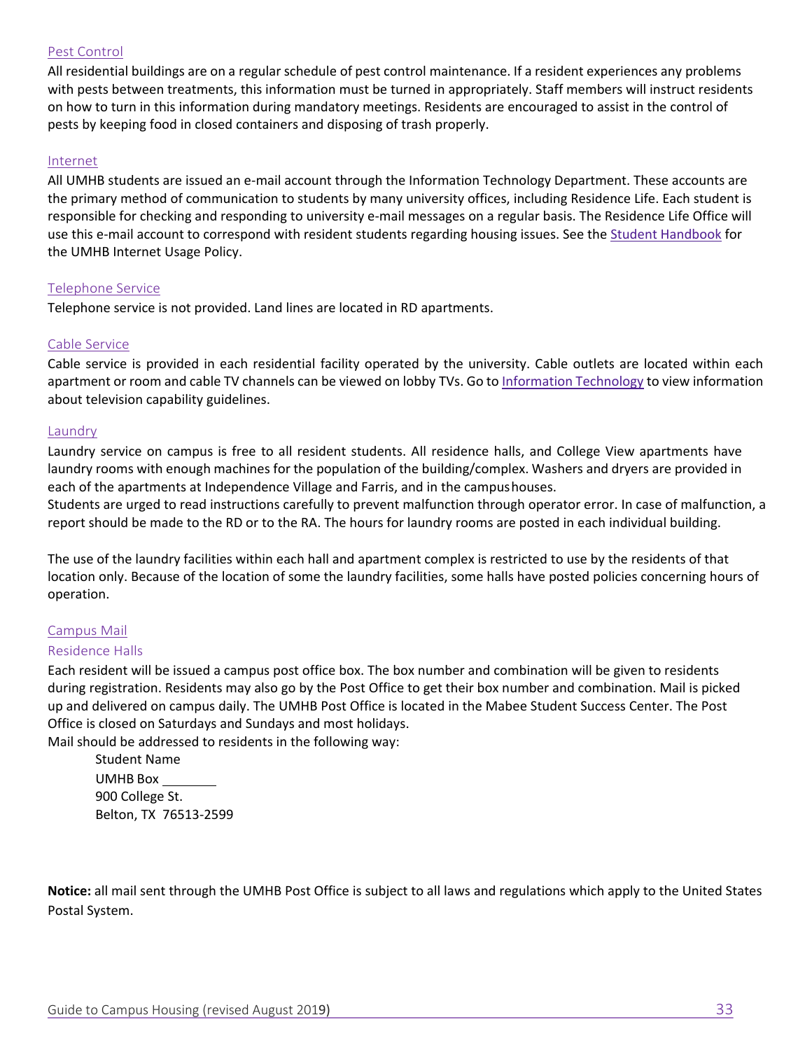## Pest Control

All residential buildings are on a regular schedule of pest control maintenance. If a resident experiences any problems with pests between treatments, this information must be turned in appropriately. Staff members will instruct residents on how to turn in this information during mandatory meetings. Residents are encouraged to assist in the control of pests by keeping food in closed containers and disposing of trash properly.

## Internet

All UMHB students are issued an e-mail account through the Information Technology Department. These accounts are the primary method of communication to students by many university offices, including Residence Life. Each student is responsible for checking and responding to university e-mail messages on a regular basis. The Residence Life Office will use this e-mail account to correspond with resident students regarding housing issues. See the Student Handbook for the UMHB Internet Usage Policy.

## Telephone Service

Telephone service is not provided. Land lines are located in RD apartments.

## Cable Service

Cable service is provided in each residential facility operated by the university. Cable outlets are located within each apartment or room and cable TV channels can be viewed on lobby TVs. Go to Information Technology to view information about television capability guidelines.

## Laundry

Laundry service on campus is free to all resident students. All residence halls, and College View apartments have laundry rooms with enough machines for the population of the building/complex. Washers and dryers are provided in each of the apartments at Independence Village and Farris, and in the campus houses.

Students are urged to read instructions carefully to prevent malfunction through operator error. In case of malfunction, a report should be made to the RD or to the RA. The hours for laundry rooms are posted in each individual building.

The use of the laundry facilities within each hall and apartment complex is restricted to use by the residents of that location only. Because of the location of some the laundry facilities, some halls have posted policies concerning hours of operation.

## Campus Mail

### Residence Halls

Each resident will be issued a campus post office box. The box number and combination will be given to residents during registration. Residents may also go by the Post Office to get their box number and combination. Mail is picked up and delivered on campus daily. The UMHB Post Office is located in the Mabee Student Success Center. The Post Office is closed on Saturdays and Sundays and most holidays.

Mail should be addressed to residents in the following way:

Student Name
UMHB Box ________
900 College St.
Belton, TX 76513-2599

**Notice:** all mail sent through the UMHB Post Office is subject to all laws and regulations which apply to the United States Postal System.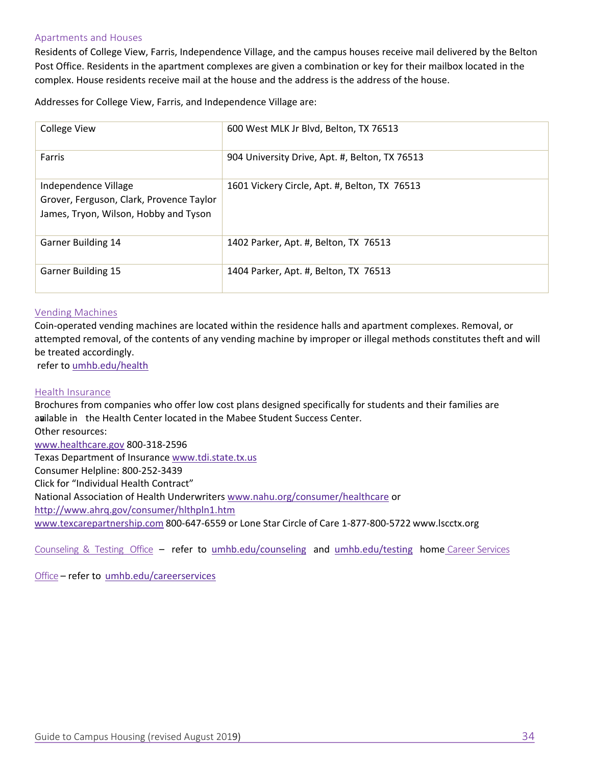### Apartments and Houses

Residents of College View, Farris, Independence Village, and the campus houses receive mail delivered by the Belton Post Office. Residents in the apartment complexes are given a combination or key for their mailbox located in the complex. House residents receive mail at the house and the address is the address of the house.

Addresses for College View, Farris, and Independence Village are:

| | |
|---|---|
| College View | 600 West MLK Jr Blvd, Belton, TX 76513 |
| Farris | 904 University Drive, Apt. #, Belton, TX 76513 |
| Independence Village<br>Grover, Ferguson, Clark, Provence Taylor James, Tryon, Wilson, Hobby and Tyson | 1601 Vickery Circle, Apt. #, Belton, TX 76513 |
| Garner Building 14 | 1402 Parker, Apt. #, Belton, TX 76513 |
| Garner Building 15 | 1404 Parker, Apt. #, Belton, TX 76513 |

### Vending Machines

Coin-operated vending machines are located within the residence halls and apartment complexes. Removal, or attempted removal, of the contents of any vending machine by improper or illegal methods constitutes theft and will be treated accordingly.

refer to umhb.edu/health

### Health Insurance

Brochures from companies who offer low cost plans designed specifically for students and their families are available in the Health Center located in the Mabee Student Success Center.

Other resources:

www.healthcare.gov 800-318-2596

Texas Department of Insurance www.tdi.state.tx.us

Consumer Helpline: 800-252-3439

Click for "Individual Health Contract"

National Association of Health Underwriters www.nahu.org/consumer/healthcare or http://www.ahrq.gov/consumer/hlthpln1.htm

www.texcarepartnership.com 800-647-6559 or Lone Star Circle of Care 1-877-800-5722 www.lscctx.org

Counseling & Testing Office – refer to umhb.edu/counseling and umhb.edu/testing home Career Services Office – refer to umhb.edu/careerservices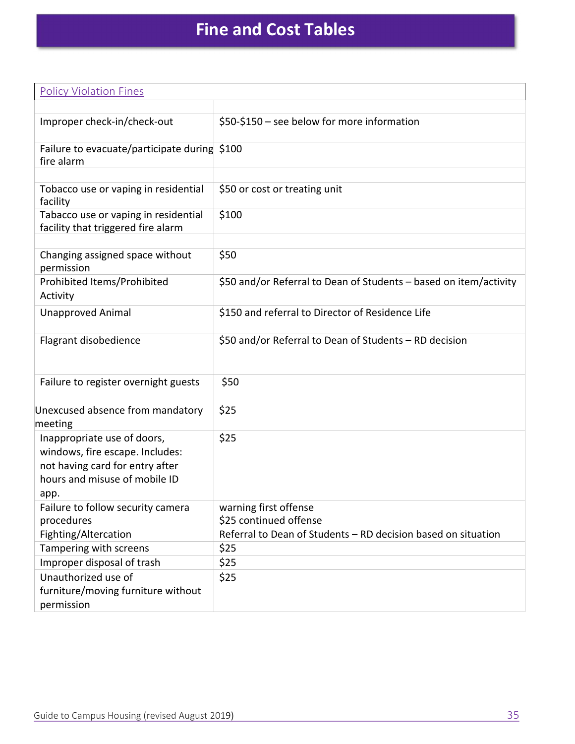# Fine and Cost Tables

| Policy Violation Fines | |
|---|---|
| | |
| Improper check-in/check-out | $50-$150 – see below for more information |
| Failure to evacuate/participate during fire alarm | $100 |
| | |
| Tobacco use or vaping in residential facility | $50 or cost or treating unit |
| Tabacco use or vaping in residential facility that triggered fire alarm | $100 |
| | |
| Changing assigned space without permission | $50 |
| Prohibited Items/Prohibited Activity | $50 and/or Referral to Dean of Students – based on item/activity |
| Unapproved Animal | $150 and referral to Director of Residence Life |
| Flagrant disobedience | $50 and/or Referral to Dean of Students – RD decision |
| Failure to register overnight guests | $50 |
| Unexcused absence from mandatory meeting | $25 |
| Inappropriate use of doors, windows, fire escape. Includes: not having card for entry after hours and misuse of mobile ID app. | $25 |
| Failure to follow security camera procedures | warning first offense<br>$25 continued offense |
| Fighting/Altercation | Referral to Dean of Students – RD decision based on situation |
| Tampering with screens | $25 |
| Improper disposal of trash | $25 |
| Unauthorized use of furniture/moving furniture without permission | $25 |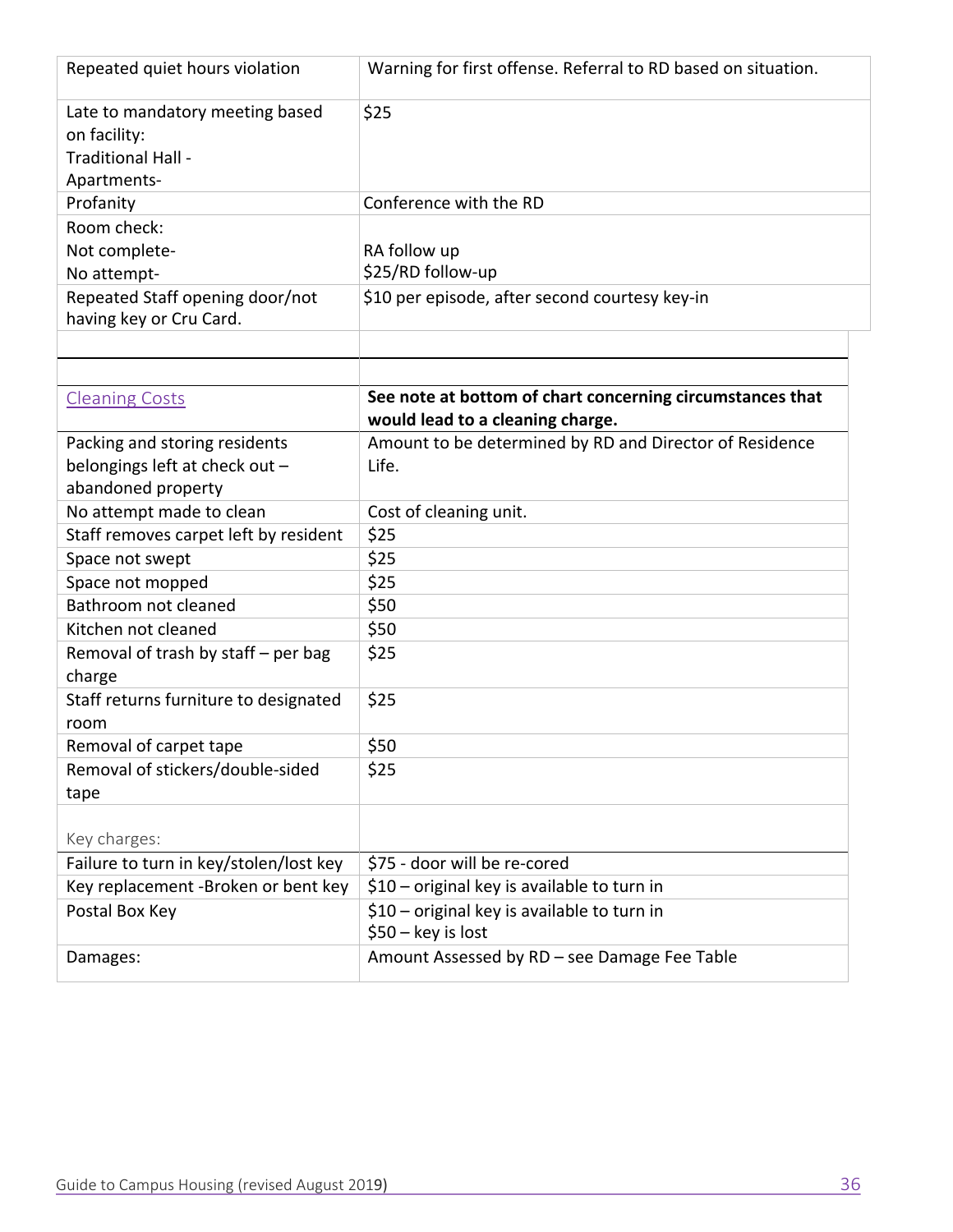| | |
|---|---|
| Repeated quiet hours violation | Warning for first offense. Referral to RD based on situation. |
| Late to mandatory meeting based on facility:<br>Traditional Hall -<br>Apartments- | $25 |
| Profanity | Conference with the RD |
| Room check:<br>Not complete-<br>No attempt- | <br>RA follow up<br>$25/RD follow-up |
| Repeated Staff opening door/not having key or Cru Card. | $10 per episode, after second courtesy key-in |
| | |
| | |
| Cleaning Costs | **See note at bottom of chart concerning circumstances that would lead to a cleaning charge.** |
| Packing and storing residents belongings left at check out – abandoned property | Amount to be determined by RD and Director of Residence Life. |
| No attempt made to clean | Cost of cleaning unit. |
| Staff removes carpet left by resident | $25 |
| Space not swept | $25 |
| Space not mopped | $25 |
| Bathroom not cleaned | $50 |
| Kitchen not cleaned | $50 |
| Removal of trash by staff – per bag charge | $25 |
| Staff returns furniture to designated room | $25 |
| Removal of carpet tape | $50 |
| Removal of stickers/double-sided tape | $25 |
| Key charges: | |
| Failure to turn in key/stolen/lost key | $75 - door will be re-cored |
| Key replacement -Broken or bent key | $10 – original key is available to turn in |
| Postal Box Key | $10 – original key is available to turn in<br>$50 – key is lost |
| Damages: | Amount Assessed by RD – see Damage Fee Table |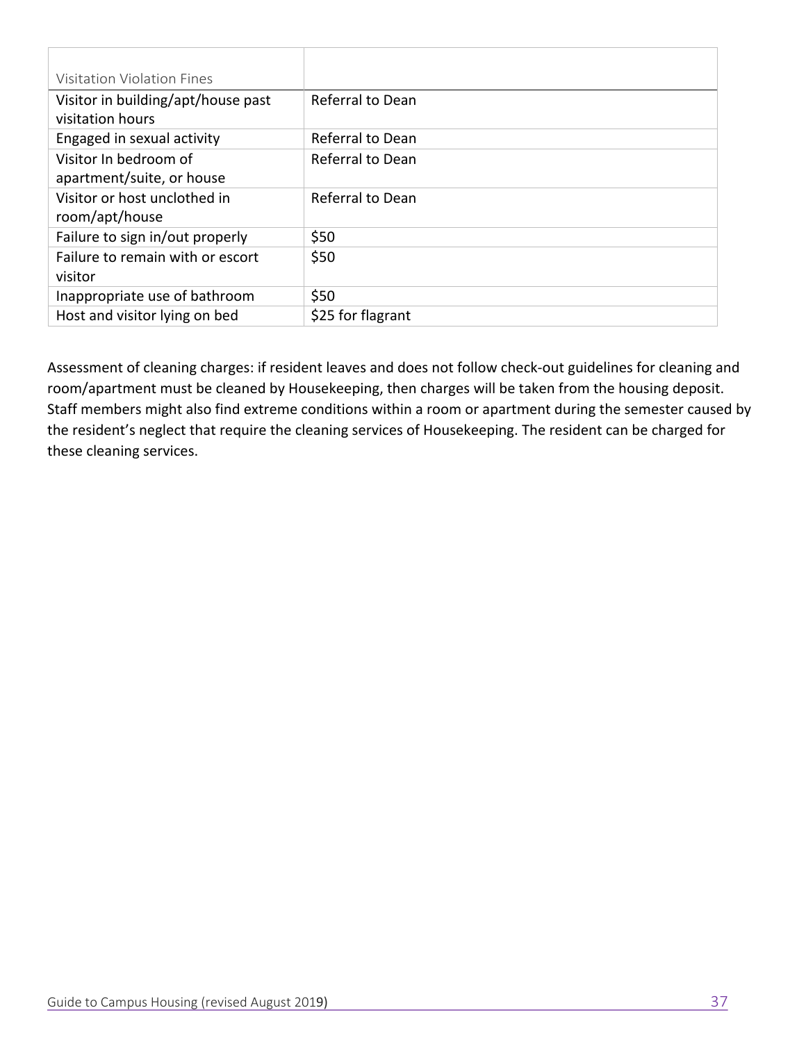| Visitation Violation Fines | |
|---|---|
| Visitor in building/apt/house past visitation hours | Referral to Dean |
| Engaged in sexual activity | Referral to Dean |
| Visitor In bedroom of apartment/suite, or house | Referral to Dean |
| Visitor or host unclothed in room/apt/house | Referral to Dean |
| Failure to sign in/out properly | $50 |
| Failure to remain with or escort visitor | $50 |
| Inappropriate use of bathroom | $50 |
| Host and visitor lying on bed | $25 for flagrant |

Assessment of cleaning charges: if resident leaves and does not follow check-out guidelines for cleaning and room/apartment must be cleaned by Housekeeping, then charges will be taken from the housing deposit. Staff members might also find extreme conditions within a room or apartment during the semester caused by the resident's neglect that require the cleaning services of Housekeeping. The resident can be charged for these cleaning services.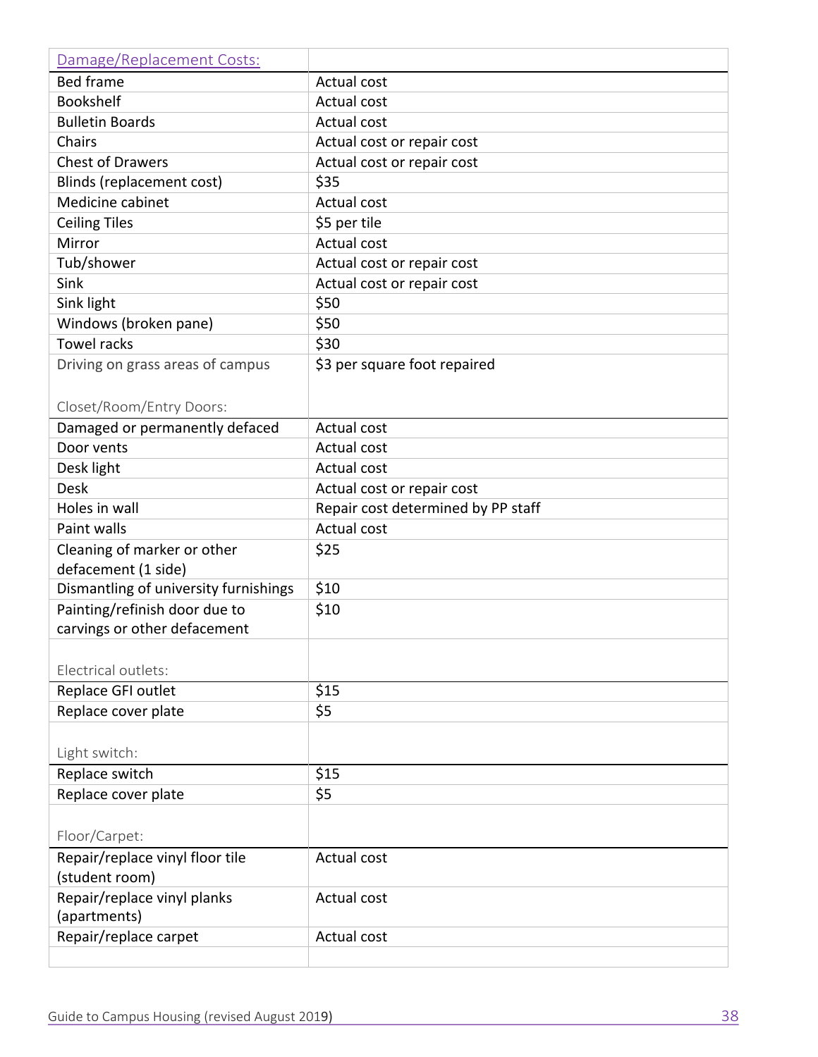| Damage/Replacement Costs: | |
|---|---|
| Bed frame | Actual cost |
| Bookshelf | Actual cost |
| Bulletin Boards | Actual cost |
| Chairs | Actual cost or repair cost |
| Chest of Drawers | Actual cost or repair cost |
| Blinds (replacement cost) | $35 |
| Medicine cabinet | Actual cost |
| Ceiling Tiles | $5 per tile |
| Mirror | Actual cost |
| Tub/shower | Actual cost or repair cost |
| Sink | Actual cost or repair cost |
| Sink light | $50 |
| Windows (broken pane) | $50 |
| Towel racks | $30 |
| Driving on grass areas of campus | $3 per square foot repaired |
| Closet/Room/Entry Doors: | |
| Damaged or permanently defaced | Actual cost |
| Door vents | Actual cost |
| Desk light | Actual cost |
| Desk | Actual cost or repair cost |
| Holes in wall | Repair cost determined by PP staff |
| Paint walls | Actual cost |
| Cleaning of marker or other defacement (1 side) | $25 |
| Dismantling of university furnishings | $10 |
| Painting/refinish door due to carvings or other defacement | $10 |
| Electrical outlets: | |
| Replace GFI outlet | $15 |
| Replace cover plate | $5 |
| Light switch: | |
| Replace switch | $15 |
| Replace cover plate | $5 |
| Floor/Carpet: | |
| Repair/replace vinyl floor tile (student room) | Actual cost |
| Repair/replace vinyl planks (apartments) | Actual cost |
| Repair/replace carpet | Actual cost |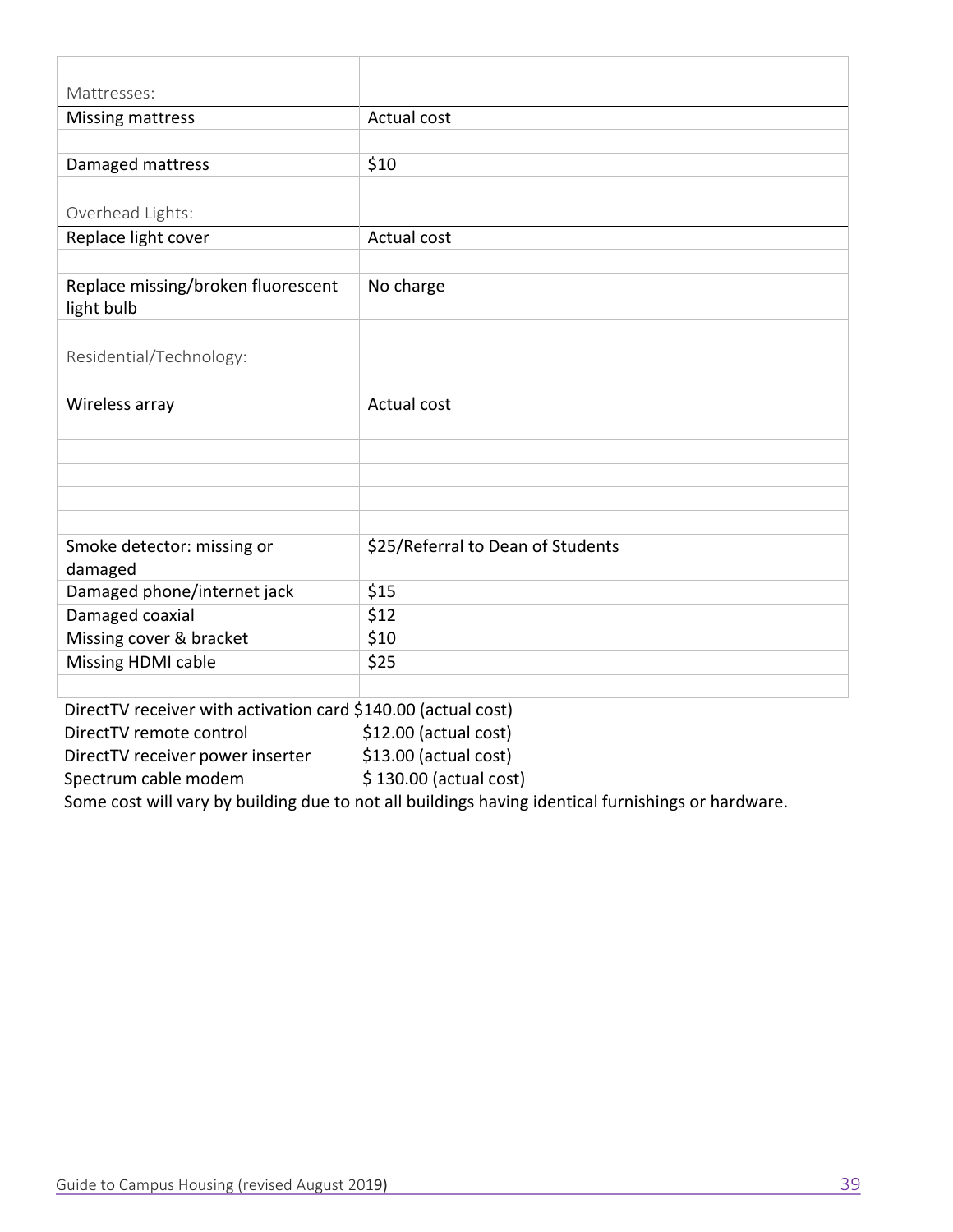| | |
|---|---|
| Mattresses: | |
| Missing mattress | Actual cost |
| | |
| Damaged mattress | $10 |
| Overhead Lights: | |
| Replace light cover | Actual cost |
| | |
| Replace missing/broken fluorescent light bulb | No charge |
| Residential/Technology: | |
| | |
| Wireless array | Actual cost |
| | |
| | |
| | |
| | |
| | |
| Smoke detector: missing or damaged | $25/Referral to Dean of Students |
| Damaged phone/internet jack | $15 |
| Damaged coaxial | $12 |
| Missing cover & bracket | $10 |
| Missing HDMI cable | $25 |
| | |

| | |
|---|---|
| DirectTV receiver with activation card | $140.00 (actual cost) |
| DirectTV remote control | $12.00 (actual cost) |
| DirectTV receiver power inserter | $13.00 (actual cost) |
| Spectrum cable modem | $ 130.00 (actual cost) |

Some cost will vary by building due to not all buildings having identical furnishings or hardware.